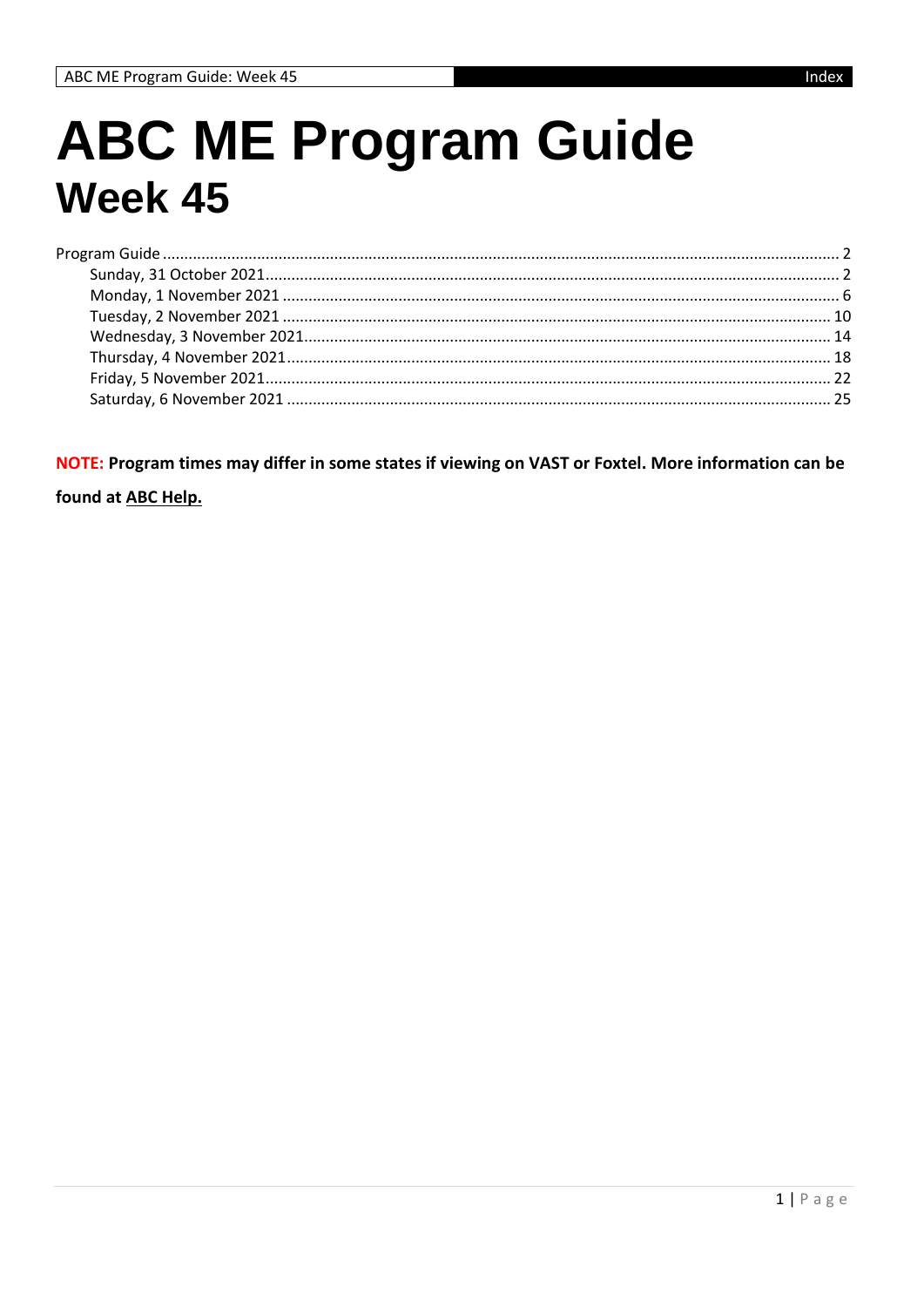# ABC ME Program Guide
## Week 45

- Program Guide ... 2
  - Sunday, 31 October 2021 ... 2
  - Monday, 1 November 2021 ... 6
  - Tuesday, 2 November 2021 ... 10
  - Wednesday, 3 November 2021 ... 14
  - Thursday, 4 November 2021 ... 18
  - Friday, 5 November 2021 ... 22
  - Saturday, 6 November 2021 ... 25

**NOTE: Program times may differ in some states if viewing on VAST or Foxtel. More information can be found at ABC Help.**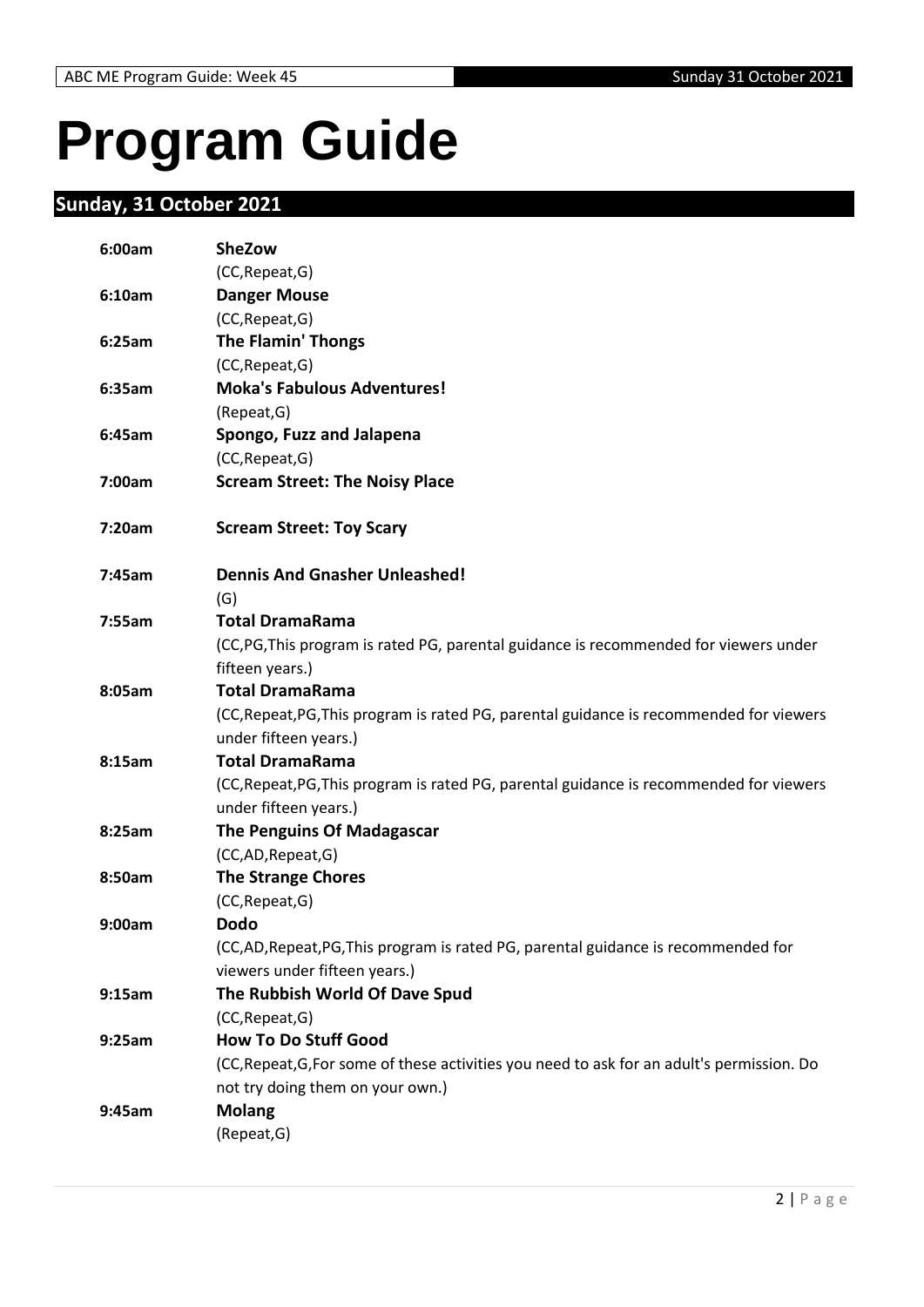# Program Guide

## Sunday, 31 October 2021

| | |
|---|---|
| **6:00am** | **SheZow** |
| | (CC,Repeat,G) |
| **6:10am** | **Danger Mouse** |
| | (CC,Repeat,G) |
| **6:25am** | **The Flamin' Thongs** |
| | (CC,Repeat,G) |
| **6:35am** | **Moka's Fabulous Adventures!** |
| | (Repeat,G) |
| **6:45am** | **Spongo, Fuzz and Jalapena** |
| | (CC,Repeat,G) |
| **7:00am** | **Scream Street: The Noisy Place** |
| **7:20am** | **Scream Street: Toy Scary** |
| **7:45am** | **Dennis And Gnasher Unleashed!** |
| | (G) |
| **7:55am** | **Total DramaRama** |
| | (CC,PG,This program is rated PG, parental guidance is recommended for viewers under fifteen years.) |
| **8:05am** | **Total DramaRama** |
| | (CC,Repeat,PG,This program is rated PG, parental guidance is recommended for viewers under fifteen years.) |
| **8:15am** | **Total DramaRama** |
| | (CC,Repeat,PG,This program is rated PG, parental guidance is recommended for viewers under fifteen years.) |
| **8:25am** | **The Penguins Of Madagascar** |
| | (CC,AD,Repeat,G) |
| **8:50am** | **The Strange Chores** |
| | (CC,Repeat,G) |
| **9:00am** | **Dodo** |
| | (CC,AD,Repeat,PG,This program is rated PG, parental guidance is recommended for viewers under fifteen years.) |
| **9:15am** | **The Rubbish World Of Dave Spud** |
| | (CC,Repeat,G) |
| **9:25am** | **How To Do Stuff Good** |
| | (CC,Repeat,G,For some of these activities you need to ask for an adult's permission. Do not try doing them on your own.) |
| **9:45am** | **Molang** |
| | (Repeat,G) |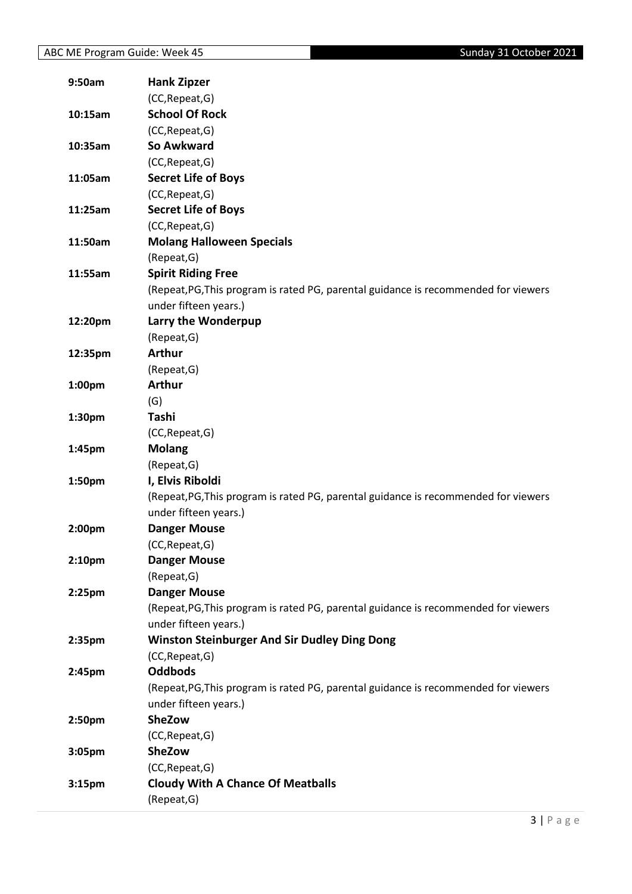| | |
|---|---|
| **9:50am** | **Hank Zipzer** |
| | (CC,Repeat,G) |
| **10:15am** | **School Of Rock** |
| | (CC,Repeat,G) |
| **10:35am** | **So Awkward** |
| | (CC,Repeat,G) |
| **11:05am** | **Secret Life of Boys** |
| | (CC,Repeat,G) |
| **11:25am** | **Secret Life of Boys** |
| | (CC,Repeat,G) |
| **11:50am** | **Molang Halloween Specials** |
| | (Repeat,G) |
| **11:55am** | **Spirit Riding Free** |
| | (Repeat,PG,This program is rated PG, parental guidance is recommended for viewers under fifteen years.) |
| **12:20pm** | **Larry the Wonderpup** |
| | (Repeat,G) |
| **12:35pm** | **Arthur** |
| | (Repeat,G) |
| **1:00pm** | **Arthur** |
| | (G) |
| **1:30pm** | **Tashi** |
| | (CC,Repeat,G) |
| **1:45pm** | **Molang** |
| | (Repeat,G) |
| **1:50pm** | **I, Elvis Riboldi** |
| | (Repeat,PG,This program is rated PG, parental guidance is recommended for viewers under fifteen years.) |
| **2:00pm** | **Danger Mouse** |
| | (CC,Repeat,G) |
| **2:10pm** | **Danger Mouse** |
| | (Repeat,G) |
| **2:25pm** | **Danger Mouse** |
| | (Repeat,PG,This program is rated PG, parental guidance is recommended for viewers under fifteen years.) |
| **2:35pm** | **Winston Steinburger And Sir Dudley Ding Dong** |
| | (CC,Repeat,G) |
| **2:45pm** | **Oddbods** |
| | (Repeat,PG,This program is rated PG, parental guidance is recommended for viewers under fifteen years.) |
| **2:50pm** | **SheZow** |
| | (CC,Repeat,G) |
| **3:05pm** | **SheZow** |
| | (CC,Repeat,G) |
| **3:15pm** | **Cloudy With A Chance Of Meatballs** |
| | (Repeat,G) |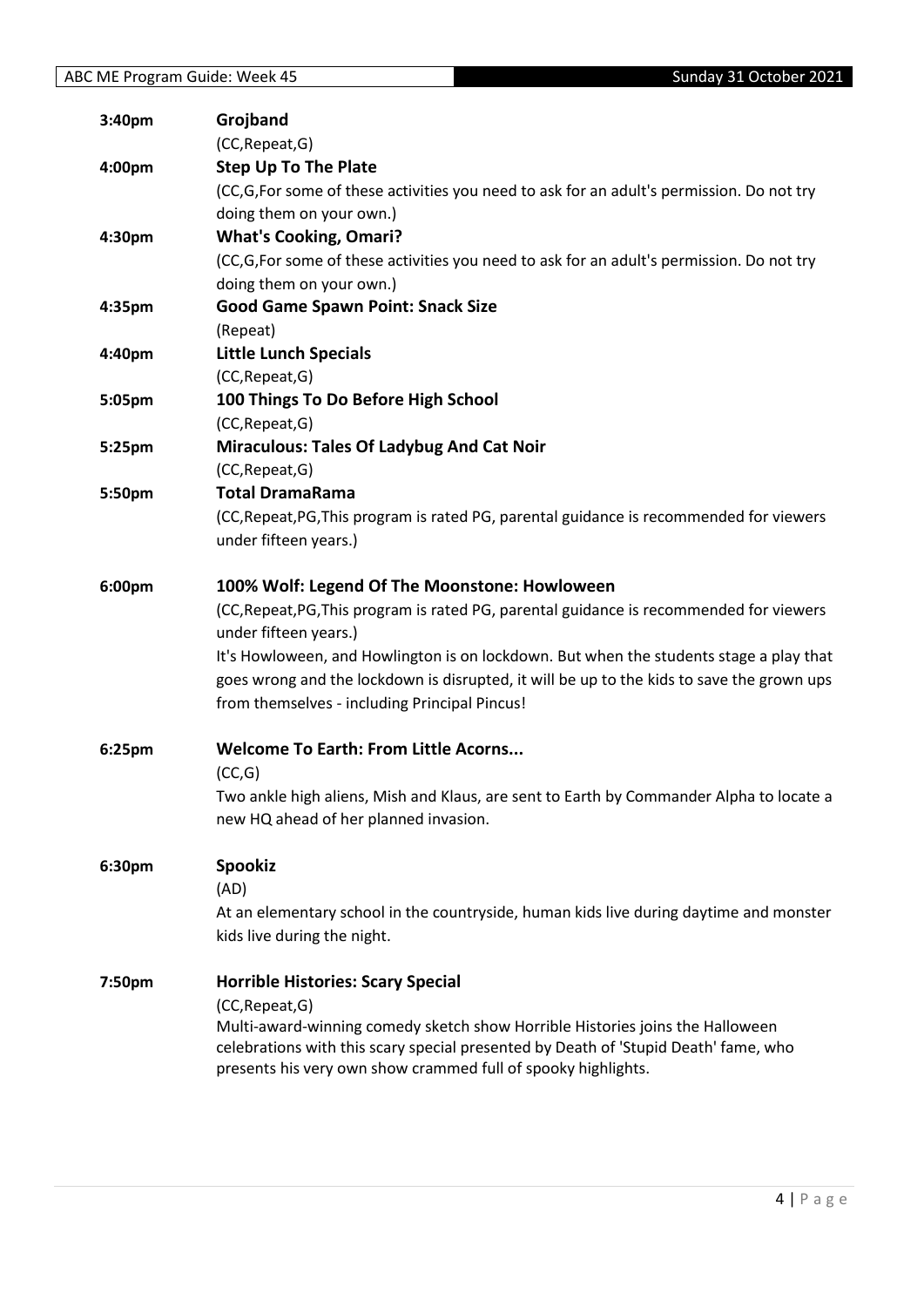**3:40pm** **Grojband**

(CC,Repeat,G)

**4:00pm** **Step Up To The Plate**

(CC,G,For some of these activities you need to ask for an adult's permission. Do not try doing them on your own.)

**4:30pm** **What's Cooking, Omari?**

(CC,G,For some of these activities you need to ask for an adult's permission. Do not try doing them on your own.)

**4:35pm** **Good Game Spawn Point: Snack Size**

(Repeat)

**4:40pm** **Little Lunch Specials**

(CC,Repeat,G)

**5:05pm** **100 Things To Do Before High School**

(CC,Repeat,G)

**5:25pm** **Miraculous: Tales Of Ladybug And Cat Noir**

(CC,Repeat,G)

**5:50pm** **Total DramaRama**

(CC,Repeat,PG,This program is rated PG, parental guidance is recommended for viewers under fifteen years.)

**6:00pm** **100% Wolf: Legend Of The Moonstone: Howloween**

(CC,Repeat,PG,This program is rated PG, parental guidance is recommended for viewers under fifteen years.)

It's Howloween, and Howlington is on lockdown. But when the students stage a play that goes wrong and the lockdown is disrupted, it will be up to the kids to save the grown ups from themselves - including Principal Pincus!

**6:25pm** **Welcome To Earth: From Little Acorns...**

(CC,G)

Two ankle high aliens, Mish and Klaus, are sent to Earth by Commander Alpha to locate a new HQ ahead of her planned invasion.

**6:30pm** **Spookiz**

(AD)

At an elementary school in the countryside, human kids live during daytime and monster kids live during the night.

**7:50pm** **Horrible Histories: Scary Special**

(CC,Repeat,G)

Multi-award-winning comedy sketch show Horrible Histories joins the Halloween celebrations with this scary special presented by Death of 'Stupid Death' fame, who presents his very own show crammed full of spooky highlights.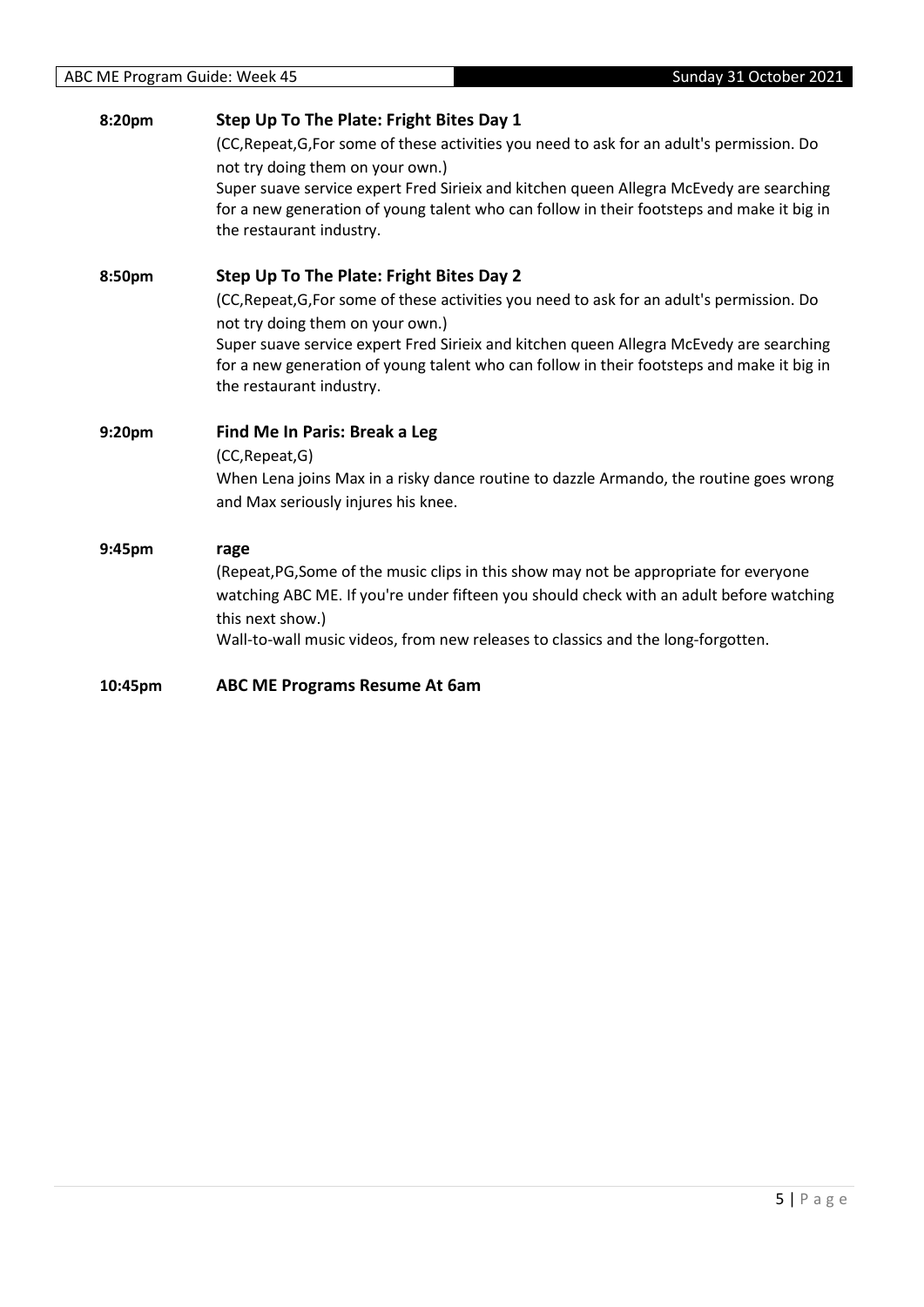**8:20pm** **Step Up To The Plate: Fright Bites Day 1**

(CC,Repeat,G,For some of these activities you need to ask for an adult's permission. Do not try doing them on your own.)

Super suave service expert Fred Sirieix and kitchen queen Allegra McEvedy are searching for a new generation of young talent who can follow in their footsteps and make it big in the restaurant industry.

**8:50pm** **Step Up To The Plate: Fright Bites Day 2**

(CC,Repeat,G,For some of these activities you need to ask for an adult's permission. Do not try doing them on your own.)

Super suave service expert Fred Sirieix and kitchen queen Allegra McEvedy are searching for a new generation of young talent who can follow in their footsteps and make it big in the restaurant industry.

**9:20pm** **Find Me In Paris: Break a Leg**

(CC,Repeat,G)

When Lena joins Max in a risky dance routine to dazzle Armando, the routine goes wrong and Max seriously injures his knee.

**9:45pm** **rage**

(Repeat,PG,Some of the music clips in this show may not be appropriate for everyone watching ABC ME. If you're under fifteen you should check with an adult before watching this next show.)

Wall-to-wall music videos, from new releases to classics and the long-forgotten.

**10:45pm** **ABC ME Programs Resume At 6am**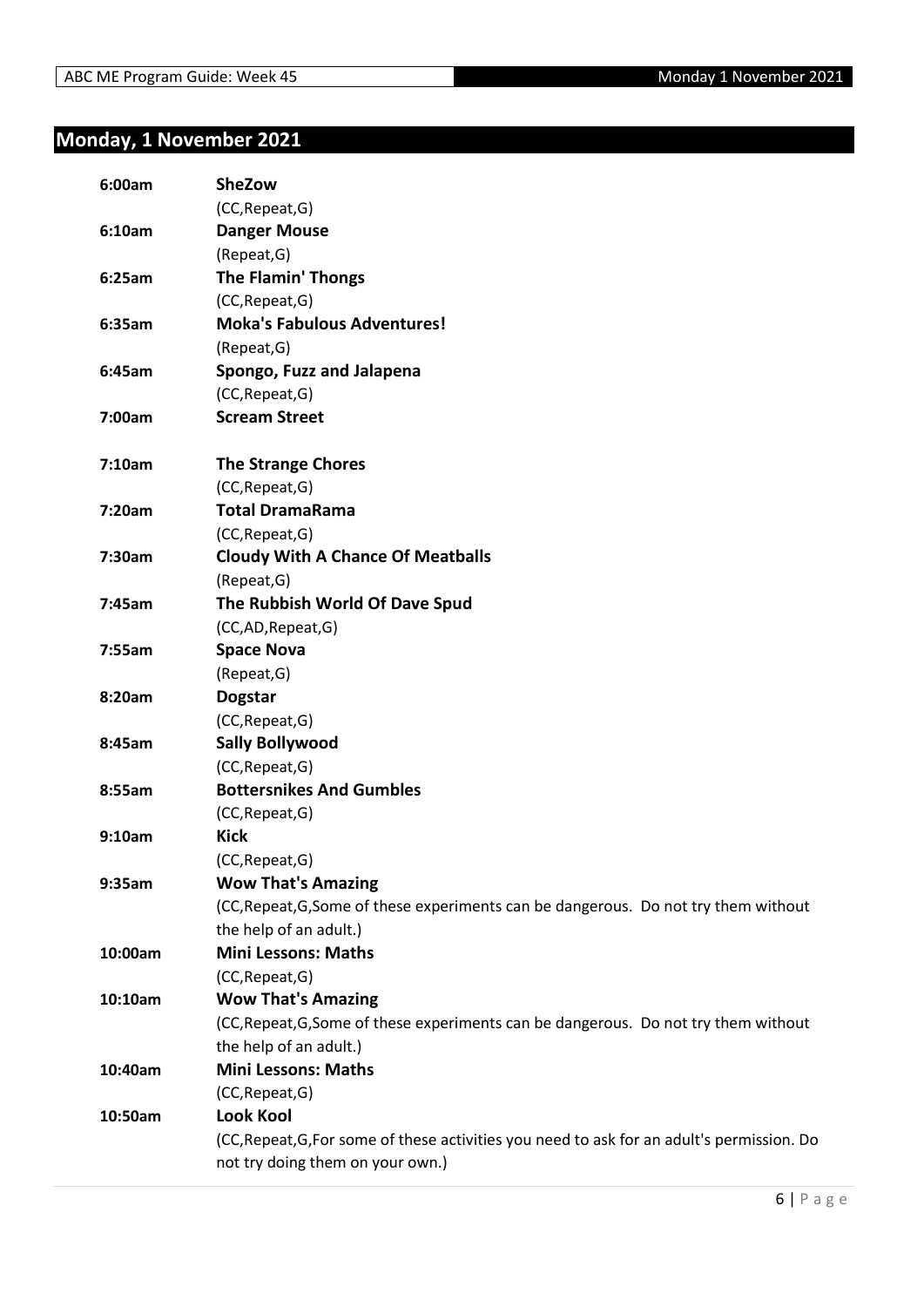## Monday, 1 November 2021

| | |
|---|---|
| 6:00am | **SheZow**<br>(CC,Repeat,G) |
| 6:10am | **Danger Mouse**<br>(Repeat,G) |
| 6:25am | **The Flamin' Thongs**<br>(CC,Repeat,G) |
| 6:35am | **Moka's Fabulous Adventures!**<br>(Repeat,G) |
| 6:45am | **Spongo, Fuzz and Jalapena**<br>(CC,Repeat,G) |
| 7:00am | **Scream Street** |
| 7:10am | **The Strange Chores**<br>(CC,Repeat,G) |
| 7:20am | **Total DramaRama**<br>(CC,Repeat,G) |
| 7:30am | **Cloudy With A Chance Of Meatballs**<br>(Repeat,G) |
| 7:45am | **The Rubbish World Of Dave Spud**<br>(CC,AD,Repeat,G) |
| 7:55am | **Space Nova**<br>(Repeat,G) |
| 8:20am | **Dogstar**<br>(CC,Repeat,G) |
| 8:45am | **Sally Bollywood**<br>(CC,Repeat,G) |
| 8:55am | **Bottersnikes And Gumbles**<br>(CC,Repeat,G) |
| 9:10am | **Kick**<br>(CC,Repeat,G) |
| 9:35am | **Wow That's Amazing**<br>(CC,Repeat,G,Some of these experiments can be dangerous. Do not try them without the help of an adult.) |
| 10:00am | **Mini Lessons: Maths**<br>(CC,Repeat,G) |
| 10:10am | **Wow That's Amazing**<br>(CC,Repeat,G,Some of these experiments can be dangerous. Do not try them without the help of an adult.) |
| 10:40am | **Mini Lessons: Maths**<br>(CC,Repeat,G) |
| 10:50am | **Look Kool**<br>(CC,Repeat,G,For some of these activities you need to ask for an adult's permission. Do not try doing them on your own.) |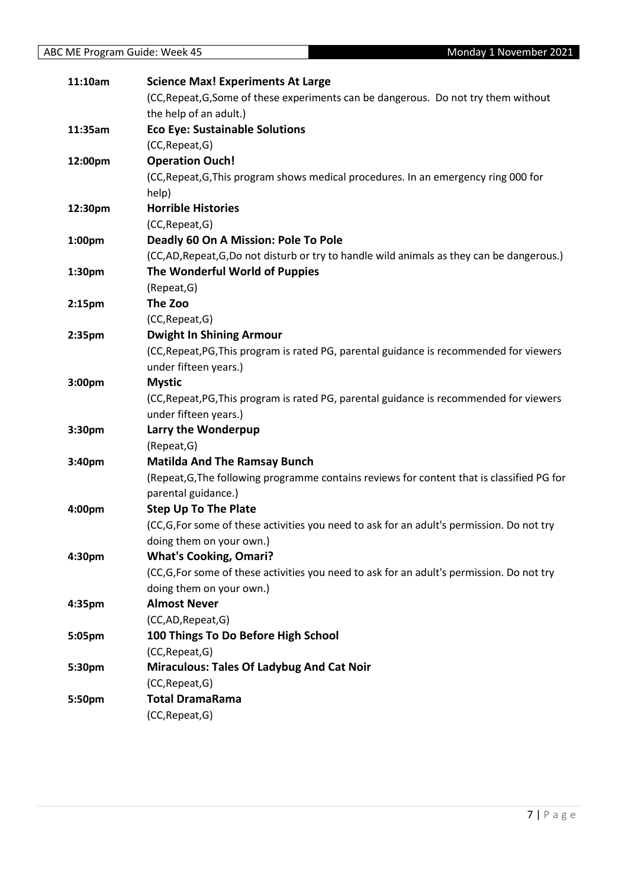| | |
|---|---|
| **11:10am** | **Science Max! Experiments At Large** |
| | (CC,Repeat,G,Some of these experiments can be dangerous. Do not try them without the help of an adult.) |
| **11:35am** | **Eco Eye: Sustainable Solutions** |
| | (CC,Repeat,G) |
| **12:00pm** | **Operation Ouch!** |
| | (CC,Repeat,G,This program shows medical procedures. In an emergency ring 000 for help) |
| **12:30pm** | **Horrible Histories** |
| | (CC,Repeat,G) |
| **1:00pm** | **Deadly 60 On A Mission: Pole To Pole** |
| | (CC,AD,Repeat,G,Do not disturb or try to handle wild animals as they can be dangerous.) |
| **1:30pm** | **The Wonderful World of Puppies** |
| | (Repeat,G) |
| **2:15pm** | **The Zoo** |
| | (CC,Repeat,G) |
| **2:35pm** | **Dwight In Shining Armour** |
| | (CC,Repeat,PG,This program is rated PG, parental guidance is recommended for viewers under fifteen years.) |
| **3:00pm** | **Mystic** |
| | (CC,Repeat,PG,This program is rated PG, parental guidance is recommended for viewers under fifteen years.) |
| **3:30pm** | **Larry the Wonderpup** |
| | (Repeat,G) |
| **3:40pm** | **Matilda And The Ramsay Bunch** |
| | (Repeat,G,The following programme contains reviews for content that is classified PG for parental guidance.) |
| **4:00pm** | **Step Up To The Plate** |
| | (CC,G,For some of these activities you need to ask for an adult's permission. Do not try doing them on your own.) |
| **4:30pm** | **What's Cooking, Omari?** |
| | (CC,G,For some of these activities you need to ask for an adult's permission. Do not try doing them on your own.) |
| **4:35pm** | **Almost Never** |
| | (CC,AD,Repeat,G) |
| **5:05pm** | **100 Things To Do Before High School** |
| | (CC,Repeat,G) |
| **5:30pm** | **Miraculous: Tales Of Ladybug And Cat Noir** |
| | (CC,Repeat,G) |
| **5:50pm** | **Total DramaRama** |
| | (CC,Repeat,G) |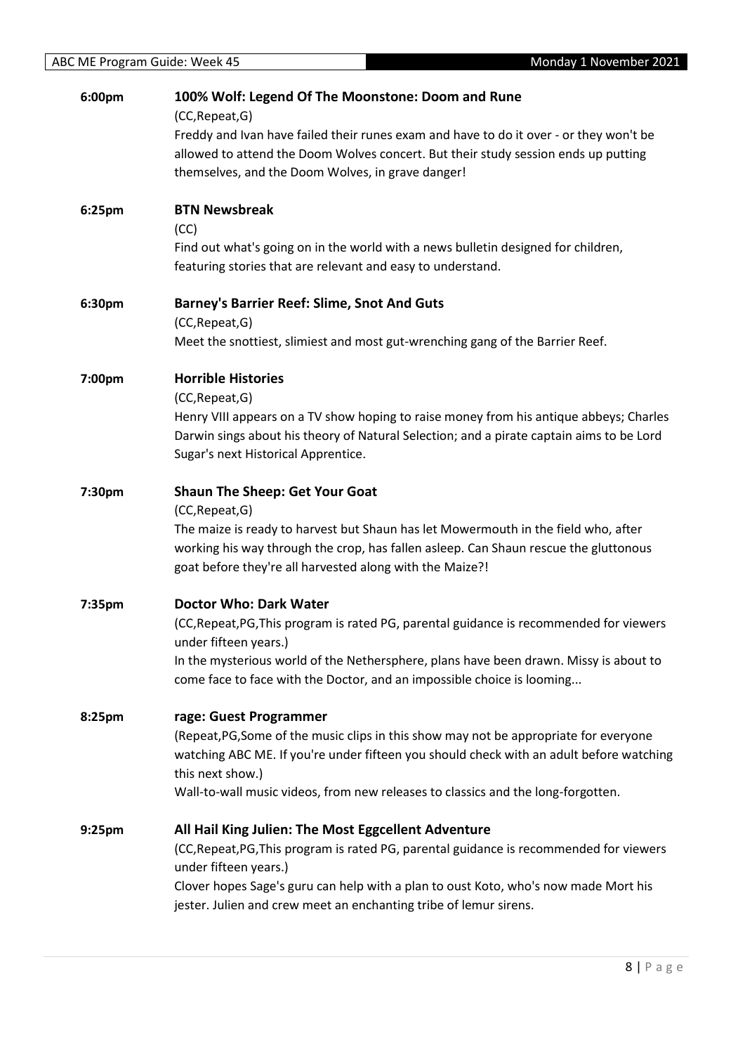**6:00pm** **100% Wolf: Legend Of The Moonstone: Doom and Rune**

(CC,Repeat,G)

Freddy and Ivan have failed their runes exam and have to do it over - or they won't be allowed to attend the Doom Wolves concert. But their study session ends up putting themselves, and the Doom Wolves, in grave danger!

**6:25pm** **BTN Newsbreak**

(CC)

Find out what's going on in the world with a news bulletin designed for children, featuring stories that are relevant and easy to understand.

**6:30pm** **Barney's Barrier Reef: Slime, Snot And Guts**

(CC,Repeat,G)

Meet the snottiest, slimiest and most gut-wrenching gang of the Barrier Reef.

**7:00pm** **Horrible Histories**

(CC,Repeat,G)

Henry VIII appears on a TV show hoping to raise money from his antique abbeys; Charles Darwin sings about his theory of Natural Selection; and a pirate captain aims to be Lord Sugar's next Historical Apprentice.

**7:30pm** **Shaun The Sheep: Get Your Goat**

(CC,Repeat,G)

The maize is ready to harvest but Shaun has let Mowermouth in the field who, after working his way through the crop, has fallen asleep. Can Shaun rescue the gluttonous goat before they're all harvested along with the Maize?!

**7:35pm** **Doctor Who: Dark Water**

(CC,Repeat,PG,This program is rated PG, parental guidance is recommended for viewers under fifteen years.)

In the mysterious world of the Nethersphere, plans have been drawn. Missy is about to come face to face with the Doctor, and an impossible choice is looming...

**8:25pm** **rage: Guest Programmer**

(Repeat,PG,Some of the music clips in this show may not be appropriate for everyone watching ABC ME. If you're under fifteen you should check with an adult before watching this next show.)

Wall-to-wall music videos, from new releases to classics and the long-forgotten.

**9:25pm** **All Hail King Julien: The Most Eggcellent Adventure**

(CC,Repeat,PG,This program is rated PG, parental guidance is recommended for viewers under fifteen years.)

Clover hopes Sage's guru can help with a plan to oust Koto, who's now made Mort his jester. Julien and crew meet an enchanting tribe of lemur sirens.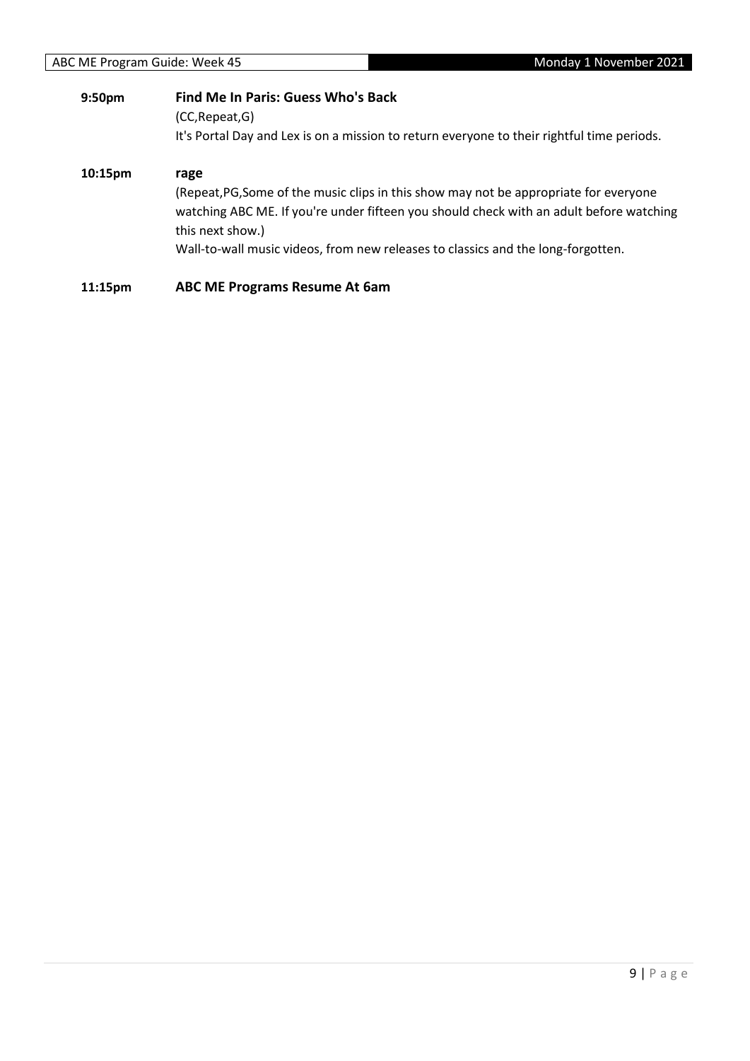**9:50pm** **Find Me In Paris: Guess Who's Back**

(CC,Repeat,G)

It's Portal Day and Lex is on a mission to return everyone to their rightful time periods.

**10:15pm** **rage**

(Repeat,PG,Some of the music clips in this show may not be appropriate for everyone watching ABC ME. If you're under fifteen you should check with an adult before watching this next show.)

Wall-to-wall music videos, from new releases to classics and the long-forgotten.

**11:15pm** **ABC ME Programs Resume At 6am**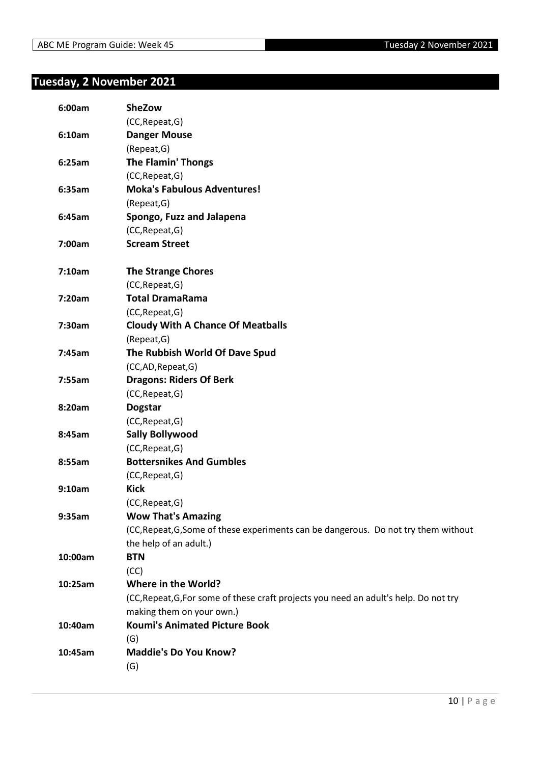# Tuesday, 2 November 2021

| | |
|---|---|
| **6:00am** | **SheZow** |
| | (CC,Repeat,G) |
| **6:10am** | **Danger Mouse** |
| | (Repeat,G) |
| **6:25am** | **The Flamin' Thongs** |
| | (CC,Repeat,G) |
| **6:35am** | **Moka's Fabulous Adventures!** |
| | (Repeat,G) |
| **6:45am** | **Spongo, Fuzz and Jalapena** |
| | (CC,Repeat,G) |
| **7:00am** | **Scream Street** |
| **7:10am** | **The Strange Chores** |
| | (CC,Repeat,G) |
| **7:20am** | **Total DramaRama** |
| | (CC,Repeat,G) |
| **7:30am** | **Cloudy With A Chance Of Meatballs** |
| | (Repeat,G) |
| **7:45am** | **The Rubbish World Of Dave Spud** |
| | (CC,AD,Repeat,G) |
| **7:55am** | **Dragons: Riders Of Berk** |
| | (CC,Repeat,G) |
| **8:20am** | **Dogstar** |
| | (CC,Repeat,G) |
| **8:45am** | **Sally Bollywood** |
| | (CC,Repeat,G) |
| **8:55am** | **Bottersnikes And Gumbles** |
| | (CC,Repeat,G) |
| **9:10am** | **Kick** |
| | (CC,Repeat,G) |
| **9:35am** | **Wow That's Amazing** |
| | (CC,Repeat,G,Some of these experiments can be dangerous. Do not try them without the help of an adult.) |
| **10:00am** | **BTN** |
| | (CC) |
| **10:25am** | **Where in the World?** |
| | (CC,Repeat,G,For some of these craft projects you need an adult's help. Do not try making them on your own.) |
| **10:40am** | **Koumi's Animated Picture Book** |
| | (G) |
| **10:45am** | **Maddie's Do You Know?** |
| | (G) |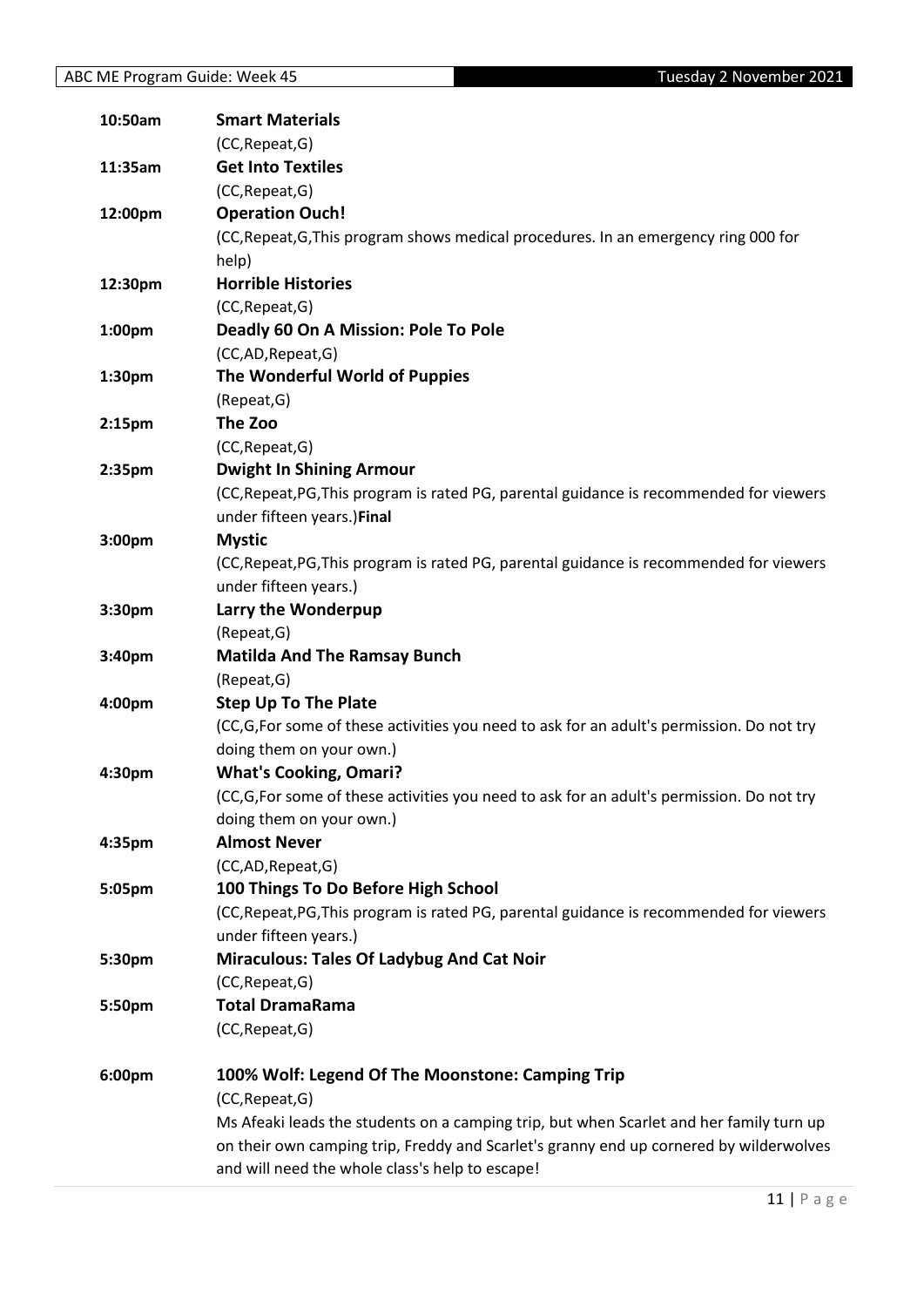| | |
|---|---|
| **10:50am** | **Smart Materials** |
| | (CC,Repeat,G) |
| **11:35am** | **Get Into Textiles** |
| | (CC,Repeat,G) |
| **12:00pm** | **Operation Ouch!** |
| | (CC,Repeat,G,This program shows medical procedures. In an emergency ring 000 for help) |
| **12:30pm** | **Horrible Histories** |
| | (CC,Repeat,G) |
| **1:00pm** | **Deadly 60 On A Mission: Pole To Pole** |
| | (CC,AD,Repeat,G) |
| **1:30pm** | **The Wonderful World of Puppies** |
| | (Repeat,G) |
| **2:15pm** | **The Zoo** |
| | (CC,Repeat,G) |
| **2:35pm** | **Dwight In Shining Armour** |
| | (CC,Repeat,PG,This program is rated PG, parental guidance is recommended for viewers under fifteen years.)**Final** |
| **3:00pm** | **Mystic** |
| | (CC,Repeat,PG,This program is rated PG, parental guidance is recommended for viewers under fifteen years.) |
| **3:30pm** | **Larry the Wonderpup** |
| | (Repeat,G) |
| **3:40pm** | **Matilda And The Ramsay Bunch** |
| | (Repeat,G) |
| **4:00pm** | **Step Up To The Plate** |
| | (CC,G,For some of these activities you need to ask for an adult's permission. Do not try doing them on your own.) |
| **4:30pm** | **What's Cooking, Omari?** |
| | (CC,G,For some of these activities you need to ask for an adult's permission. Do not try doing them on your own.) |
| **4:35pm** | **Almost Never** |
| | (CC,AD,Repeat,G) |
| **5:05pm** | **100 Things To Do Before High School** |
| | (CC,Repeat,PG,This program is rated PG, parental guidance is recommended for viewers under fifteen years.) |
| **5:30pm** | **Miraculous: Tales Of Ladybug And Cat Noir** |
| | (CC,Repeat,G) |
| **5:50pm** | **Total DramaRama** |
| | (CC,Repeat,G) |
| **6:00pm** | **100% Wolf: Legend Of The Moonstone: Camping Trip** |
| | (CC,Repeat,G) |
| | Ms Afeaki leads the students on a camping trip, but when Scarlet and her family turn up on their own camping trip, Freddy and Scarlet's granny end up cornered by wilderwolves and will need the whole class's help to escape! |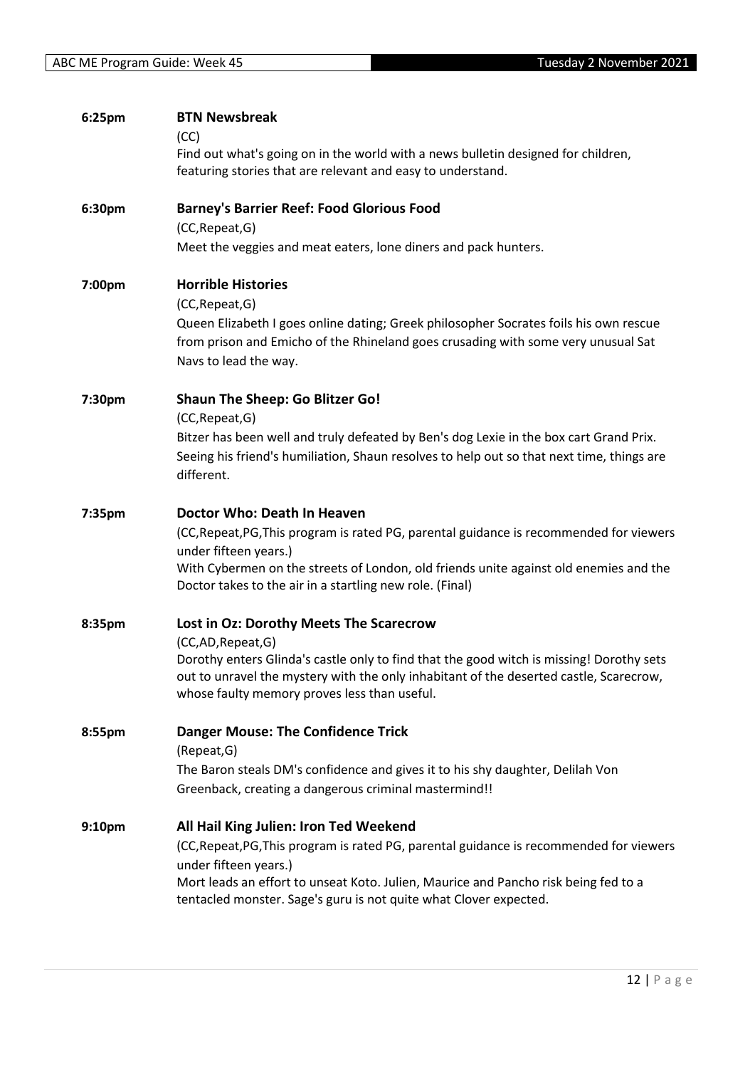**6:25pm** **BTN Newsbreak**

(CC)

Find out what's going on in the world with a news bulletin designed for children, featuring stories that are relevant and easy to understand.

**6:30pm** **Barney's Barrier Reef: Food Glorious Food**

(CC,Repeat,G)

Meet the veggies and meat eaters, lone diners and pack hunters.

**7:00pm** **Horrible Histories**

(CC,Repeat,G)

Queen Elizabeth I goes online dating; Greek philosopher Socrates foils his own rescue from prison and Emicho of the Rhineland goes crusading with some very unusual Sat Navs to lead the way.

**7:30pm** **Shaun The Sheep: Go Blitzer Go!**

(CC,Repeat,G)

Bitzer has been well and truly defeated by Ben's dog Lexie in the box cart Grand Prix. Seeing his friend's humiliation, Shaun resolves to help out so that next time, things are different.

**7:35pm** **Doctor Who: Death In Heaven**

(CC,Repeat,PG,This program is rated PG, parental guidance is recommended for viewers under fifteen years.)

With Cybermen on the streets of London, old friends unite against old enemies and the Doctor takes to the air in a startling new role. (Final)

**8:35pm** **Lost in Oz: Dorothy Meets The Scarecrow**

(CC,AD,Repeat,G)

Dorothy enters Glinda's castle only to find that the good witch is missing! Dorothy sets out to unravel the mystery with the only inhabitant of the deserted castle, Scarecrow, whose faulty memory proves less than useful.

**8:55pm** **Danger Mouse: The Confidence Trick**

(Repeat,G)

The Baron steals DM's confidence and gives it to his shy daughter, Delilah Von Greenback, creating a dangerous criminal mastermind!!

**9:10pm** **All Hail King Julien: Iron Ted Weekend**

(CC,Repeat,PG,This program is rated PG, parental guidance is recommended for viewers under fifteen years.)

Mort leads an effort to unseat Koto. Julien, Maurice and Pancho risk being fed to a tentacled monster. Sage's guru is not quite what Clover expected.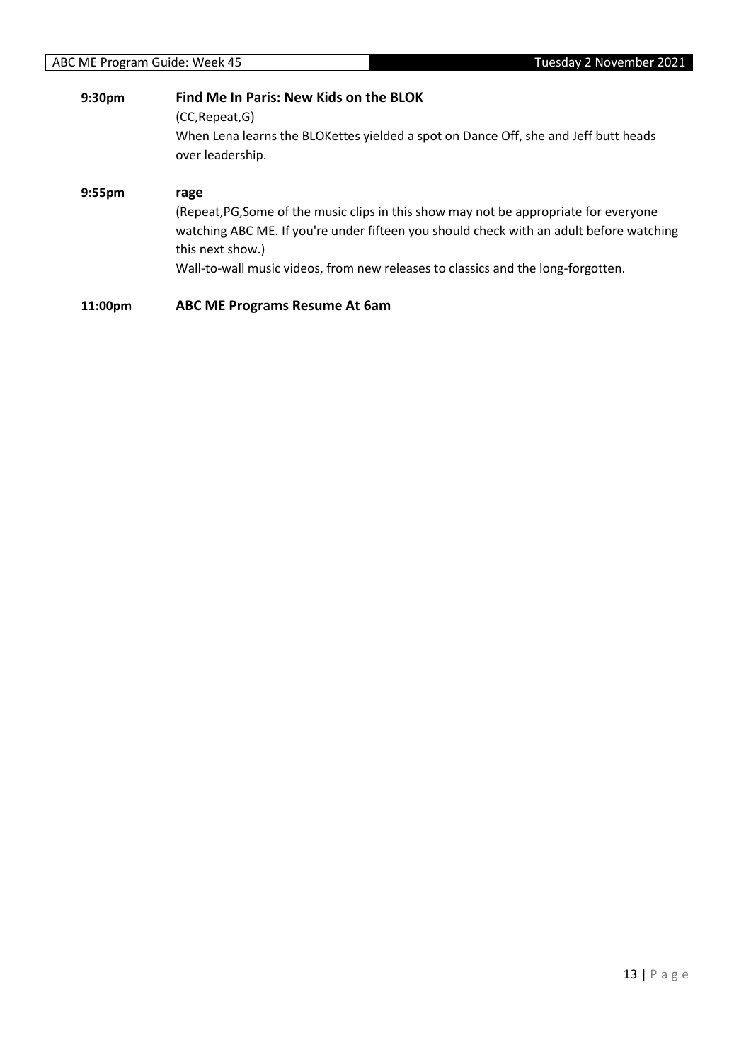**9:30pm** **Find Me In Paris: New Kids on the BLOK**

(CC,Repeat,G)

When Lena learns the BLOKettes yielded a spot on Dance Off, she and Jeff butt heads over leadership.

**9:55pm** **rage**

(Repeat,PG,Some of the music clips in this show may not be appropriate for everyone watching ABC ME. If you're under fifteen you should check with an adult before watching this next show.)

Wall-to-wall music videos, from new releases to classics and the long-forgotten.

**11:00pm** **ABC ME Programs Resume At 6am**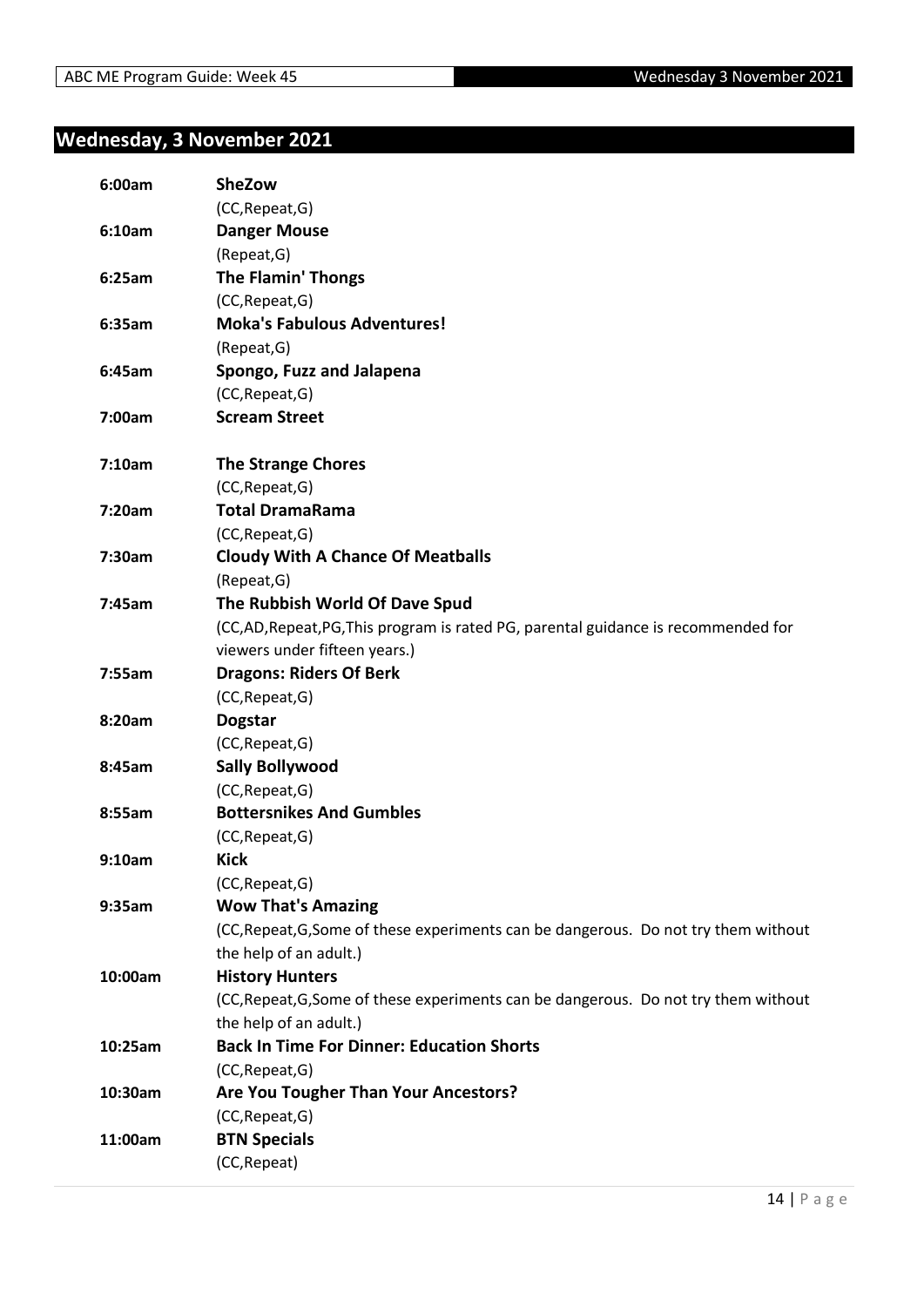## Wednesday, 3 November 2021

| | |
|---|---|
| **6:00am** | **SheZow**<br>(CC,Repeat,G) |
| **6:10am** | **Danger Mouse**<br>(Repeat,G) |
| **6:25am** | **The Flamin' Thongs**<br>(CC,Repeat,G) |
| **6:35am** | **Moka's Fabulous Adventures!**<br>(Repeat,G) |
| **6:45am** | **Spongo, Fuzz and Jalapena**<br>(CC,Repeat,G) |
| **7:00am** | **Scream Street** |
| **7:10am** | **The Strange Chores**<br>(CC,Repeat,G) |
| **7:20am** | **Total DramaRama**<br>(CC,Repeat,G) |
| **7:30am** | **Cloudy With A Chance Of Meatballs**<br>(Repeat,G) |
| **7:45am** | **The Rubbish World Of Dave Spud**<br>(CC,AD,Repeat,PG,This program is rated PG, parental guidance is recommended for viewers under fifteen years.) |
| **7:55am** | **Dragons: Riders Of Berk**<br>(CC,Repeat,G) |
| **8:20am** | **Dogstar**<br>(CC,Repeat,G) |
| **8:45am** | **Sally Bollywood**<br>(CC,Repeat,G) |
| **8:55am** | **Bottersnikes And Gumbles**<br>(CC,Repeat,G) |
| **9:10am** | **Kick**<br>(CC,Repeat,G) |
| **9:35am** | **Wow That's Amazing**<br>(CC,Repeat,G,Some of these experiments can be dangerous. Do not try them without the help of an adult.) |
| **10:00am** | **History Hunters**<br>(CC,Repeat,G,Some of these experiments can be dangerous. Do not try them without the help of an adult.) |
| **10:25am** | **Back In Time For Dinner: Education Shorts**<br>(CC,Repeat,G) |
| **10:30am** | **Are You Tougher Than Your Ancestors?**<br>(CC,Repeat,G) |
| **11:00am** | **BTN Specials**<br>(CC,Repeat) |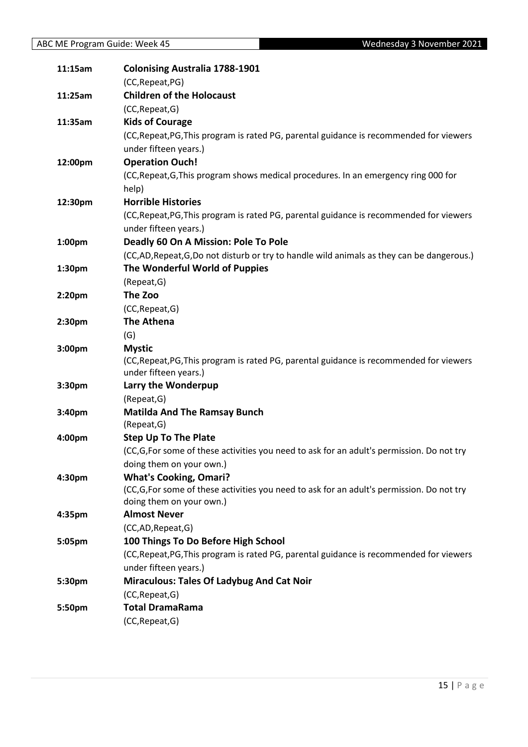| | |
|---|---|
| 11:15am | **Colonising Australia 1788-1901** |
| | (CC,Repeat,PG) |
| 11:25am | **Children of the Holocaust** |
| | (CC,Repeat,G) |
| 11:35am | **Kids of Courage** |
| | (CC,Repeat,PG,This program is rated PG, parental guidance is recommended for viewers under fifteen years.) |
| 12:00pm | **Operation Ouch!** |
| | (CC,Repeat,G,This program shows medical procedures. In an emergency ring 000 for help) |
| 12:30pm | **Horrible Histories** |
| | (CC,Repeat,PG,This program is rated PG, parental guidance is recommended for viewers under fifteen years.) |
| 1:00pm | **Deadly 60 On A Mission: Pole To Pole** |
| | (CC,AD,Repeat,G,Do not disturb or try to handle wild animals as they can be dangerous.) |
| 1:30pm | **The Wonderful World of Puppies** |
| | (Repeat,G) |
| 2:20pm | **The Zoo** |
| | (CC,Repeat,G) |
| 2:30pm | **The Athena** |
| | (G) |
| 3:00pm | **Mystic** |
| | (CC,Repeat,PG,This program is rated PG, parental guidance is recommended for viewers under fifteen years.) |
| 3:30pm | **Larry the Wonderpup** |
| | (Repeat,G) |
| 3:40pm | **Matilda And The Ramsay Bunch** |
| | (Repeat,G) |
| 4:00pm | **Step Up To The Plate** |
| | (CC,G,For some of these activities you need to ask for an adult's permission. Do not try doing them on your own.) |
| 4:30pm | **What's Cooking, Omari?** |
| | (CC,G,For some of these activities you need to ask for an adult's permission. Do not try doing them on your own.) |
| 4:35pm | **Almost Never** |
| | (CC,AD,Repeat,G) |
| 5:05pm | **100 Things To Do Before High School** |
| | (CC,Repeat,PG,This program is rated PG, parental guidance is recommended for viewers under fifteen years.) |
| 5:30pm | **Miraculous: Tales Of Ladybug And Cat Noir** |
| | (CC,Repeat,G) |
| 5:50pm | **Total DramaRama** |
| | (CC,Repeat,G) |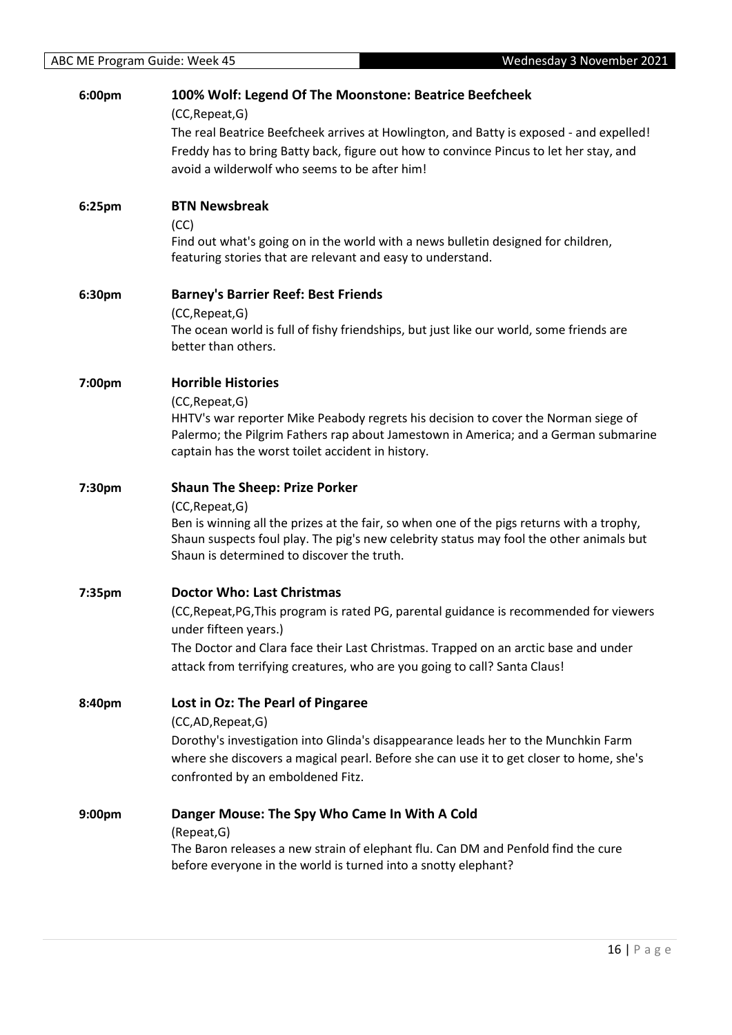**6:00pm** **100% Wolf: Legend Of The Moonstone: Beatrice Beefcheek**

(CC,Repeat,G)

The real Beatrice Beefcheek arrives at Howlington, and Batty is exposed - and expelled! Freddy has to bring Batty back, figure out how to convince Pincus to let her stay, and avoid a wilderwolf who seems to be after him!

**6:25pm** **BTN Newsbreak**

(CC)

Find out what's going on in the world with a news bulletin designed for children, featuring stories that are relevant and easy to understand.

**6:30pm** **Barney's Barrier Reef: Best Friends**

(CC,Repeat,G)

The ocean world is full of fishy friendships, but just like our world, some friends are better than others.

**7:00pm** **Horrible Histories**

(CC,Repeat,G)

HHTV's war reporter Mike Peabody regrets his decision to cover the Norman siege of Palermo; the Pilgrim Fathers rap about Jamestown in America; and a German submarine captain has the worst toilet accident in history.

**7:30pm** **Shaun The Sheep: Prize Porker**

(CC,Repeat,G)

Ben is winning all the prizes at the fair, so when one of the pigs returns with a trophy, Shaun suspects foul play. The pig's new celebrity status may fool the other animals but Shaun is determined to discover the truth.

**7:35pm** **Doctor Who: Last Christmas**

(CC,Repeat,PG,This program is rated PG, parental guidance is recommended for viewers under fifteen years.)

The Doctor and Clara face their Last Christmas. Trapped on an arctic base and under attack from terrifying creatures, who are you going to call? Santa Claus!

**8:40pm** **Lost in Oz: The Pearl of Pingaree**

(CC,AD,Repeat,G)

Dorothy's investigation into Glinda's disappearance leads her to the Munchkin Farm where she discovers a magical pearl. Before she can use it to get closer to home, she's confronted by an emboldened Fitz.

**9:00pm** **Danger Mouse: The Spy Who Came In With A Cold**

(Repeat,G)

The Baron releases a new strain of elephant flu. Can DM and Penfold find the cure before everyone in the world is turned into a snotty elephant?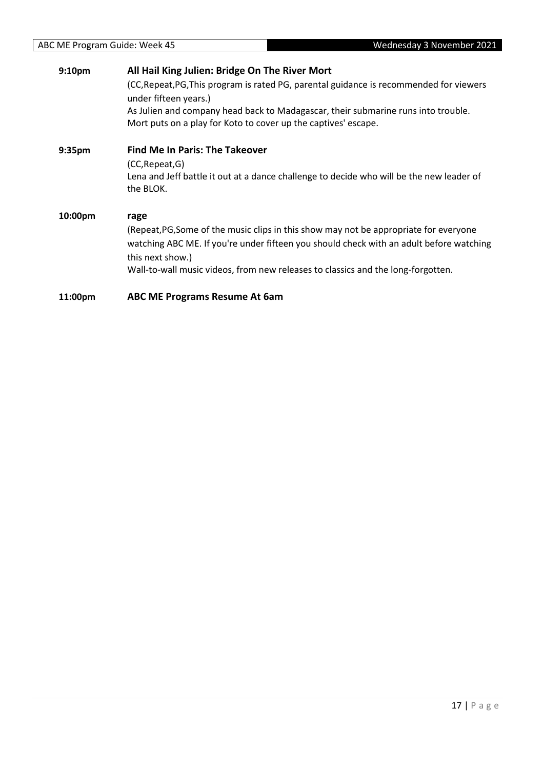**9:10pm** **All Hail King Julien: Bridge On The River Mort**

(CC,Repeat,PG,This program is rated PG, parental guidance is recommended for viewers under fifteen years.)

As Julien and company head back to Madagascar, their submarine runs into trouble. Mort puts on a play for Koto to cover up the captives' escape.

**9:35pm** **Find Me In Paris: The Takeover**

(CC,Repeat,G)

Lena and Jeff battle it out at a dance challenge to decide who will be the new leader of the BLOK.

**10:00pm** **rage**

(Repeat,PG,Some of the music clips in this show may not be appropriate for everyone watching ABC ME. If you're under fifteen you should check with an adult before watching this next show.)

Wall-to-wall music videos, from new releases to classics and the long-forgotten.

**11:00pm** **ABC ME Programs Resume At 6am**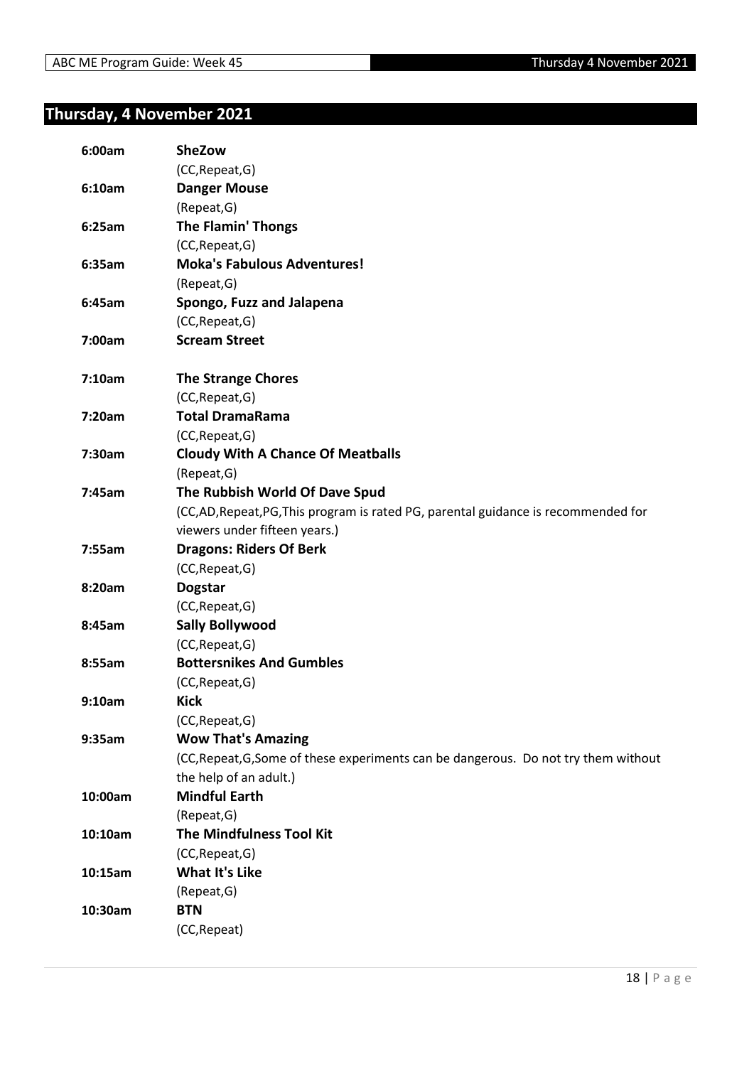## Thursday, 4 November 2021

| | |
|---|---|
| **6:00am** | **SheZow** |
| | (CC,Repeat,G) |
| **6:10am** | **Danger Mouse** |
| | (Repeat,G) |
| **6:25am** | **The Flamin' Thongs** |
| | (CC,Repeat,G) |
| **6:35am** | **Moka's Fabulous Adventures!** |
| | (Repeat,G) |
| **6:45am** | **Spongo, Fuzz and Jalapena** |
| | (CC,Repeat,G) |
| **7:00am** | **Scream Street** |
| **7:10am** | **The Strange Chores** |
| | (CC,Repeat,G) |
| **7:20am** | **Total DramaRama** |
| | (CC,Repeat,G) |
| **7:30am** | **Cloudy With A Chance Of Meatballs** |
| | (Repeat,G) |
| **7:45am** | **The Rubbish World Of Dave Spud** |
| | (CC,AD,Repeat,PG,This program is rated PG, parental guidance is recommended for viewers under fifteen years.) |
| **7:55am** | **Dragons: Riders Of Berk** |
| | (CC,Repeat,G) |
| **8:20am** | **Dogstar** |
| | (CC,Repeat,G) |
| **8:45am** | **Sally Bollywood** |
| | (CC,Repeat,G) |
| **8:55am** | **Bottersnikes And Gumbles** |
| | (CC,Repeat,G) |
| **9:10am** | **Kick** |
| | (CC,Repeat,G) |
| **9:35am** | **Wow That's Amazing** |
| | (CC,Repeat,G,Some of these experiments can be dangerous. Do not try them without the help of an adult.) |
| **10:00am** | **Mindful Earth** |
| | (Repeat,G) |
| **10:10am** | **The Mindfulness Tool Kit** |
| | (CC,Repeat,G) |
| **10:15am** | **What It's Like** |
| | (Repeat,G) |
| **10:30am** | **BTN** |
| | (CC,Repeat) |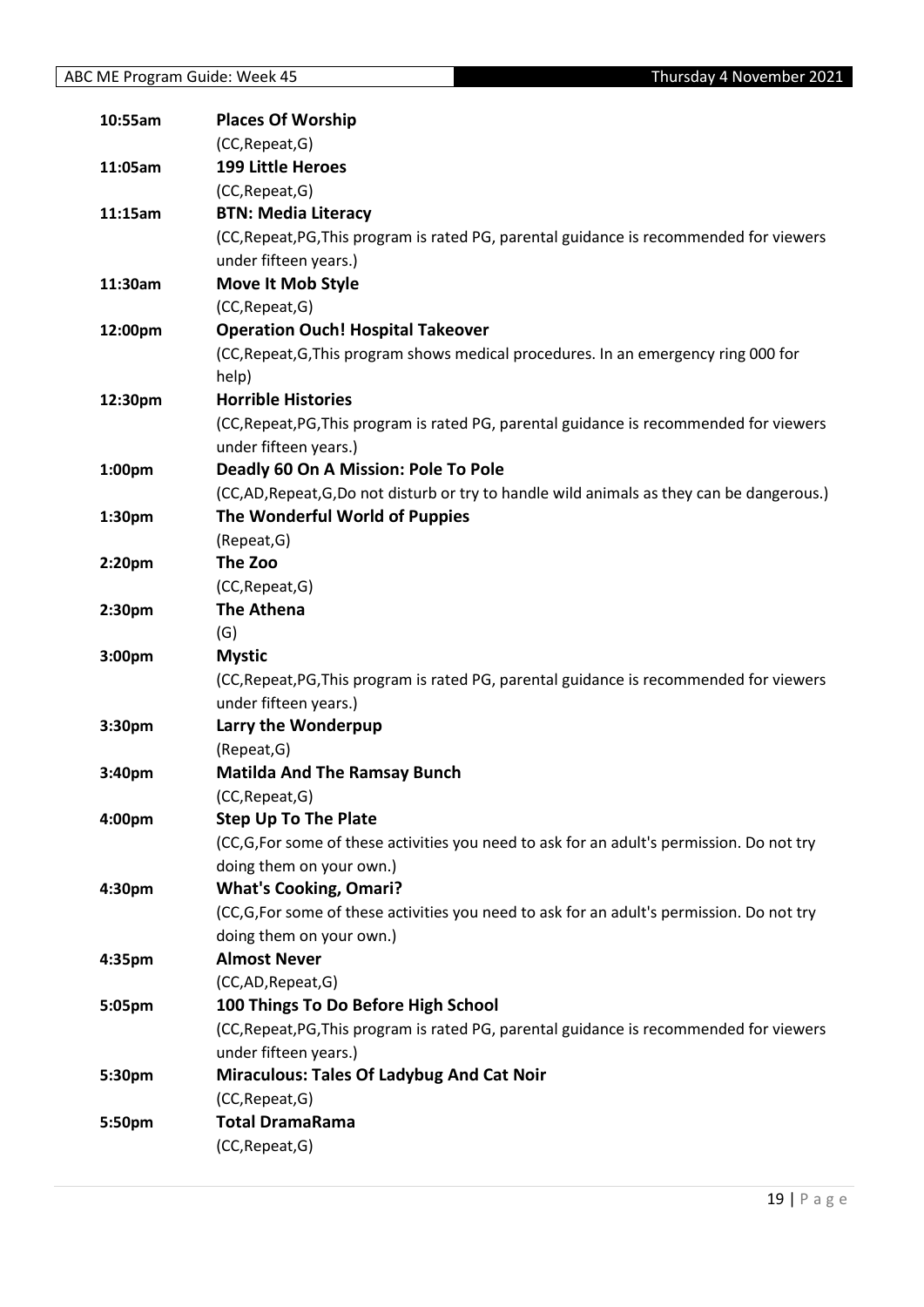| | |
|---|---|
| **10:55am** | **Places Of Worship** |
| | (CC,Repeat,G) |
| **11:05am** | **199 Little Heroes** |
| | (CC,Repeat,G) |
| **11:15am** | **BTN: Media Literacy** |
| | (CC,Repeat,PG,This program is rated PG, parental guidance is recommended for viewers under fifteen years.) |
| **11:30am** | **Move It Mob Style** |
| | (CC,Repeat,G) |
| **12:00pm** | **Operation Ouch! Hospital Takeover** |
| | (CC,Repeat,G,This program shows medical procedures. In an emergency ring 000 for help) |
| **12:30pm** | **Horrible Histories** |
| | (CC,Repeat,PG,This program is rated PG, parental guidance is recommended for viewers under fifteen years.) |
| **1:00pm** | **Deadly 60 On A Mission: Pole To Pole** |
| | (CC,AD,Repeat,G,Do not disturb or try to handle wild animals as they can be dangerous.) |
| **1:30pm** | **The Wonderful World of Puppies** |
| | (Repeat,G) |
| **2:20pm** | **The Zoo** |
| | (CC,Repeat,G) |
| **2:30pm** | **The Athena** |
| | (G) |
| **3:00pm** | **Mystic** |
| | (CC,Repeat,PG,This program is rated PG, parental guidance is recommended for viewers under fifteen years.) |
| **3:30pm** | **Larry the Wonderpup** |
| | (Repeat,G) |
| **3:40pm** | **Matilda And The Ramsay Bunch** |
| | (CC,Repeat,G) |
| **4:00pm** | **Step Up To The Plate** |
| | (CC,G,For some of these activities you need to ask for an adult's permission. Do not try doing them on your own.) |
| **4:30pm** | **What's Cooking, Omari?** |
| | (CC,G,For some of these activities you need to ask for an adult's permission. Do not try doing them on your own.) |
| **4:35pm** | **Almost Never** |
| | (CC,AD,Repeat,G) |
| **5:05pm** | **100 Things To Do Before High School** |
| | (CC,Repeat,PG,This program is rated PG, parental guidance is recommended for viewers under fifteen years.) |
| **5:30pm** | **Miraculous: Tales Of Ladybug And Cat Noir** |
| | (CC,Repeat,G) |
| **5:50pm** | **Total DramaRama** |
| | (CC,Repeat,G) |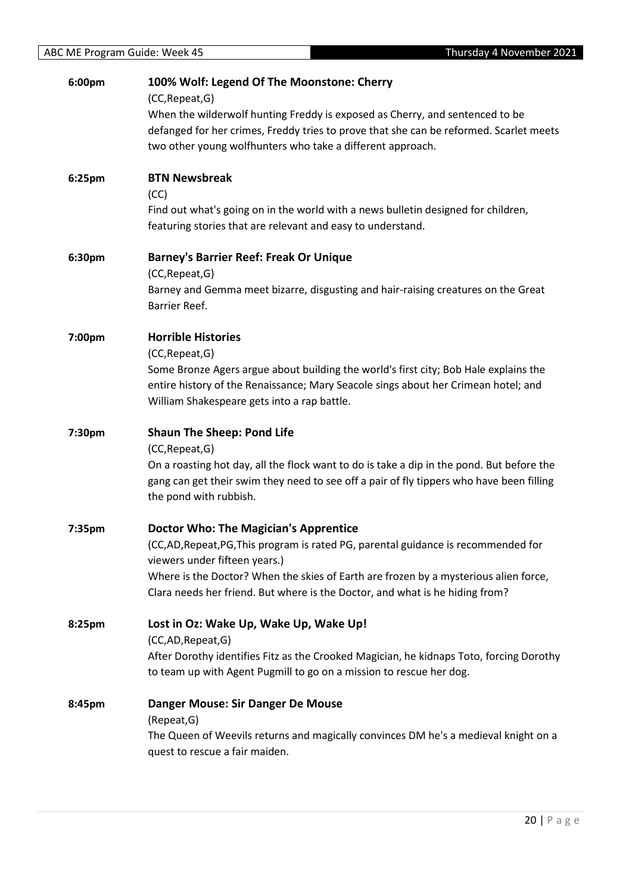**6:00pm** **100% Wolf: Legend Of The Moonstone: Cherry**

(CC,Repeat,G)

When the wilderwolf hunting Freddy is exposed as Cherry, and sentenced to be defanged for her crimes, Freddy tries to prove that she can be reformed. Scarlet meets two other young wolfhunters who take a different approach.

**6:25pm** **BTN Newsbreak**

(CC)

Find out what's going on in the world with a news bulletin designed for children, featuring stories that are relevant and easy to understand.

**6:30pm** **Barney's Barrier Reef: Freak Or Unique**

(CC,Repeat,G)

Barney and Gemma meet bizarre, disgusting and hair-raising creatures on the Great Barrier Reef.

**7:00pm** **Horrible Histories**

(CC,Repeat,G)

Some Bronze Agers argue about building the world's first city; Bob Hale explains the entire history of the Renaissance; Mary Seacole sings about her Crimean hotel; and William Shakespeare gets into a rap battle.

**7:30pm** **Shaun The Sheep: Pond Life**

(CC,Repeat,G)

On a roasting hot day, all the flock want to do is take a dip in the pond. But before the gang can get their swim they need to see off a pair of fly tippers who have been filling the pond with rubbish.

**7:35pm** **Doctor Who: The Magician's Apprentice**

(CC,AD,Repeat,PG,This program is rated PG, parental guidance is recommended for viewers under fifteen years.)

Where is the Doctor? When the skies of Earth are frozen by a mysterious alien force, Clara needs her friend. But where is the Doctor, and what is he hiding from?

**8:25pm** **Lost in Oz: Wake Up, Wake Up, Wake Up!**

(CC,AD,Repeat,G)

After Dorothy identifies Fitz as the Crooked Magician, he kidnaps Toto, forcing Dorothy to team up with Agent Pugmill to go on a mission to rescue her dog.

**8:45pm** **Danger Mouse: Sir Danger De Mouse**

(Repeat,G)

The Queen of Weevils returns and magically convinces DM he's a medieval knight on a quest to rescue a fair maiden.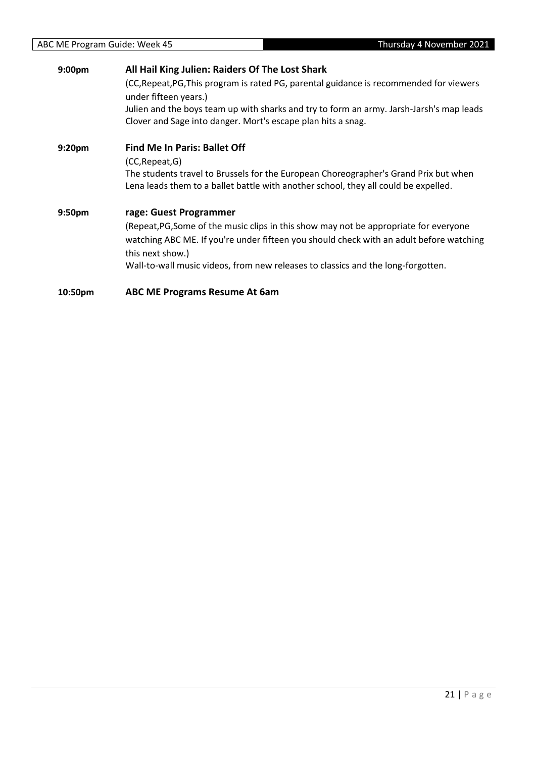**9:00pm** **All Hail King Julien: Raiders Of The Lost Shark**

(CC,Repeat,PG,This program is rated PG, parental guidance is recommended for viewers under fifteen years.)

Julien and the boys team up with sharks and try to form an army. Jarsh-Jarsh's map leads Clover and Sage into danger. Mort's escape plan hits a snag.

**9:20pm** **Find Me In Paris: Ballet Off**

(CC,Repeat,G)

The students travel to Brussels for the European Choreographer's Grand Prix but when Lena leads them to a ballet battle with another school, they all could be expelled.

**9:50pm** **rage: Guest Programmer**

(Repeat,PG,Some of the music clips in this show may not be appropriate for everyone watching ABC ME. If you're under fifteen you should check with an adult before watching this next show.)

Wall-to-wall music videos, from new releases to classics and the long-forgotten.

**10:50pm** **ABC ME Programs Resume At 6am**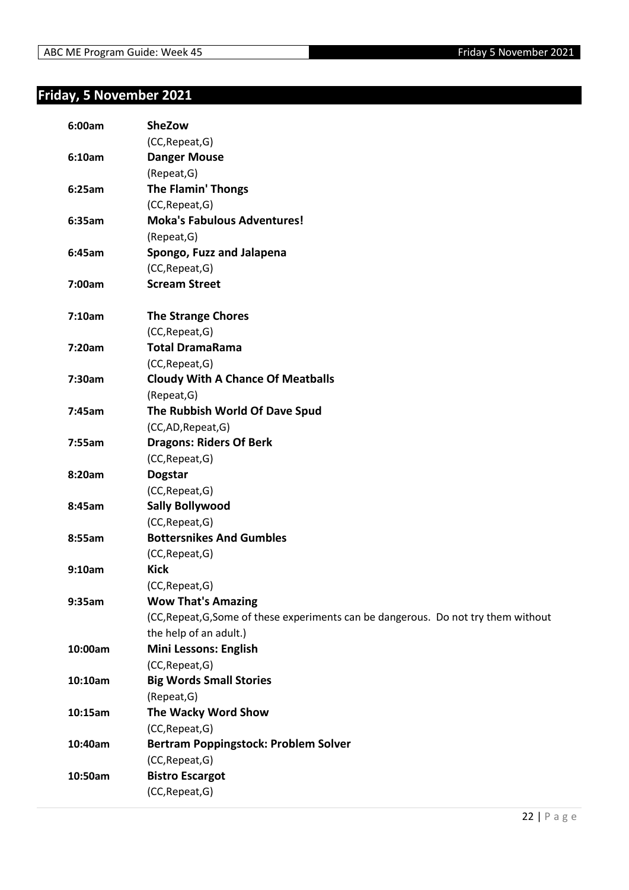## Friday, 5 November 2021

| | |
|---|---|
| 6:00am | **SheZow** |
| | (CC,Repeat,G) |
| 6:10am | **Danger Mouse** |
| | (Repeat,G) |
| 6:25am | **The Flamin' Thongs** |
| | (CC,Repeat,G) |
| 6:35am | **Moka's Fabulous Adventures!** |
| | (Repeat,G) |
| 6:45am | **Spongo, Fuzz and Jalapena** |
| | (CC,Repeat,G) |
| 7:00am | **Scream Street** |
| 7:10am | **The Strange Chores** |
| | (CC,Repeat,G) |
| 7:20am | **Total DramaRama** |
| | (CC,Repeat,G) |
| 7:30am | **Cloudy With A Chance Of Meatballs** |
| | (Repeat,G) |
| 7:45am | **The Rubbish World Of Dave Spud** |
| | (CC,AD,Repeat,G) |
| 7:55am | **Dragons: Riders Of Berk** |
| | (CC,Repeat,G) |
| 8:20am | **Dogstar** |
| | (CC,Repeat,G) |
| 8:45am | **Sally Bollywood** |
| | (CC,Repeat,G) |
| 8:55am | **Bottersnikes And Gumbles** |
| | (CC,Repeat,G) |
| 9:10am | **Kick** |
| | (CC,Repeat,G) |
| 9:35am | **Wow That's Amazing** |
| | (CC,Repeat,G,Some of these experiments can be dangerous. Do not try them without the help of an adult.) |
| 10:00am | **Mini Lessons: English** |
| | (CC,Repeat,G) |
| 10:10am | **Big Words Small Stories** |
| | (Repeat,G) |
| 10:15am | **The Wacky Word Show** |
| | (CC,Repeat,G) |
| 10:40am | **Bertram Poppingstock: Problem Solver** |
| | (CC,Repeat,G) |
| 10:50am | **Bistro Escargot** |
| | (CC,Repeat,G) |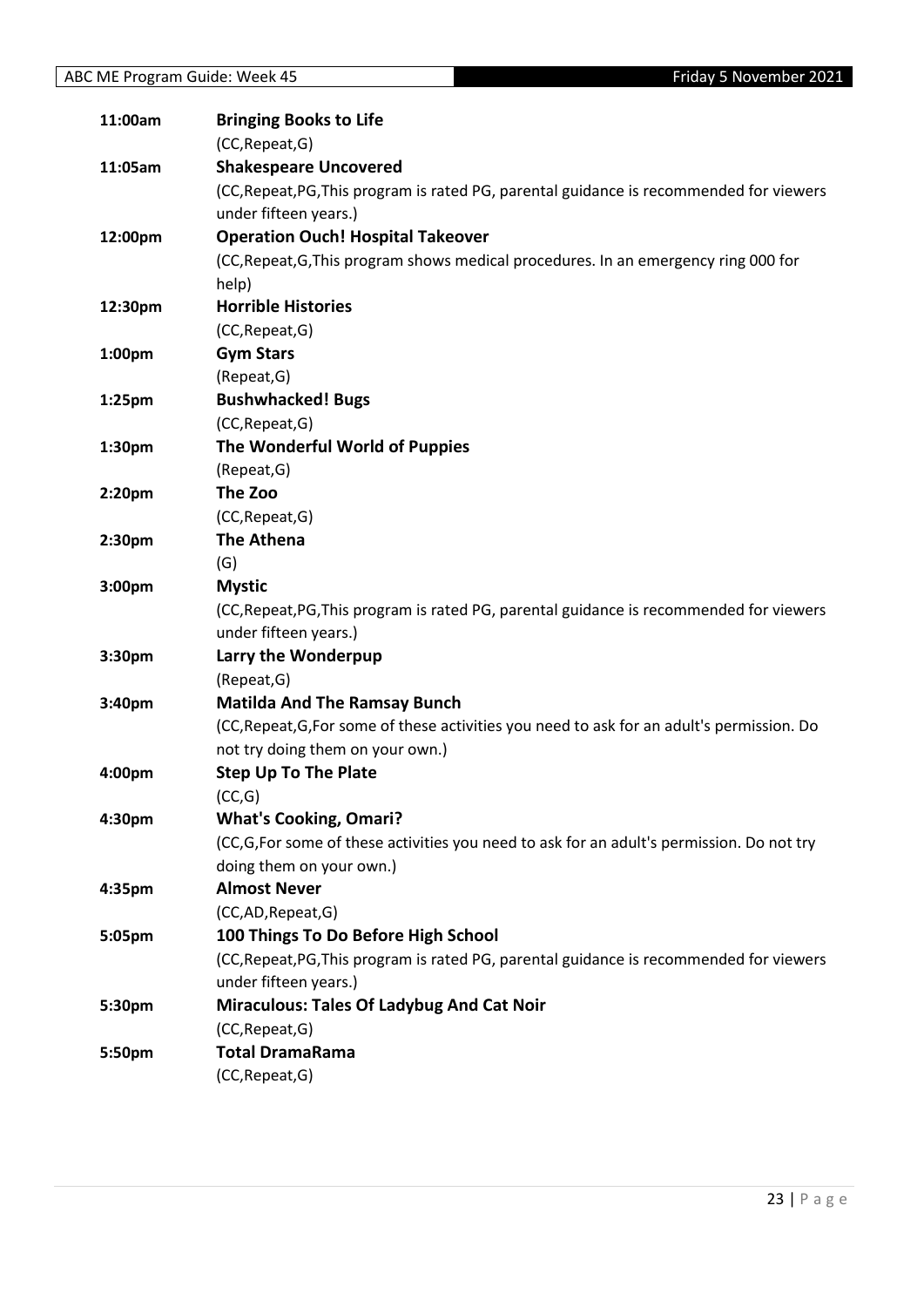**11:00am** **Bringing Books to Life**
(CC,Repeat,G)

**11:05am** **Shakespeare Uncovered**
(CC,Repeat,PG,This program is rated PG, parental guidance is recommended for viewers under fifteen years.)

**12:00pm** **Operation Ouch! Hospital Takeover**
(CC,Repeat,G,This program shows medical procedures. In an emergency ring 000 for help)

**12:30pm** **Horrible Histories**
(CC,Repeat,G)

**1:00pm** **Gym Stars**
(Repeat,G)

**1:25pm** **Bushwhacked! Bugs**
(CC,Repeat,G)

**1:30pm** **The Wonderful World of Puppies**
(Repeat,G)

**2:20pm** **The Zoo**
(CC,Repeat,G)

**2:30pm** **The Athena**
(G)

**3:00pm** **Mystic**
(CC,Repeat,PG,This program is rated PG, parental guidance is recommended for viewers under fifteen years.)

**3:30pm** **Larry the Wonderpup**
(Repeat,G)

**3:40pm** **Matilda And The Ramsay Bunch**
(CC,Repeat,G,For some of these activities you need to ask for an adult's permission. Do not try doing them on your own.)

**4:00pm** **Step Up To The Plate**
(CC,G)

**4:30pm** **What's Cooking, Omari?**
(CC,G,For some of these activities you need to ask for an adult's permission. Do not try doing them on your own.)

**4:35pm** **Almost Never**
(CC,AD,Repeat,G)

**5:05pm** **100 Things To Do Before High School**
(CC,Repeat,PG,This program is rated PG, parental guidance is recommended for viewers under fifteen years.)

**5:30pm** **Miraculous: Tales Of Ladybug And Cat Noir**
(CC,Repeat,G)

**5:50pm** **Total DramaRama**
(CC,Repeat,G)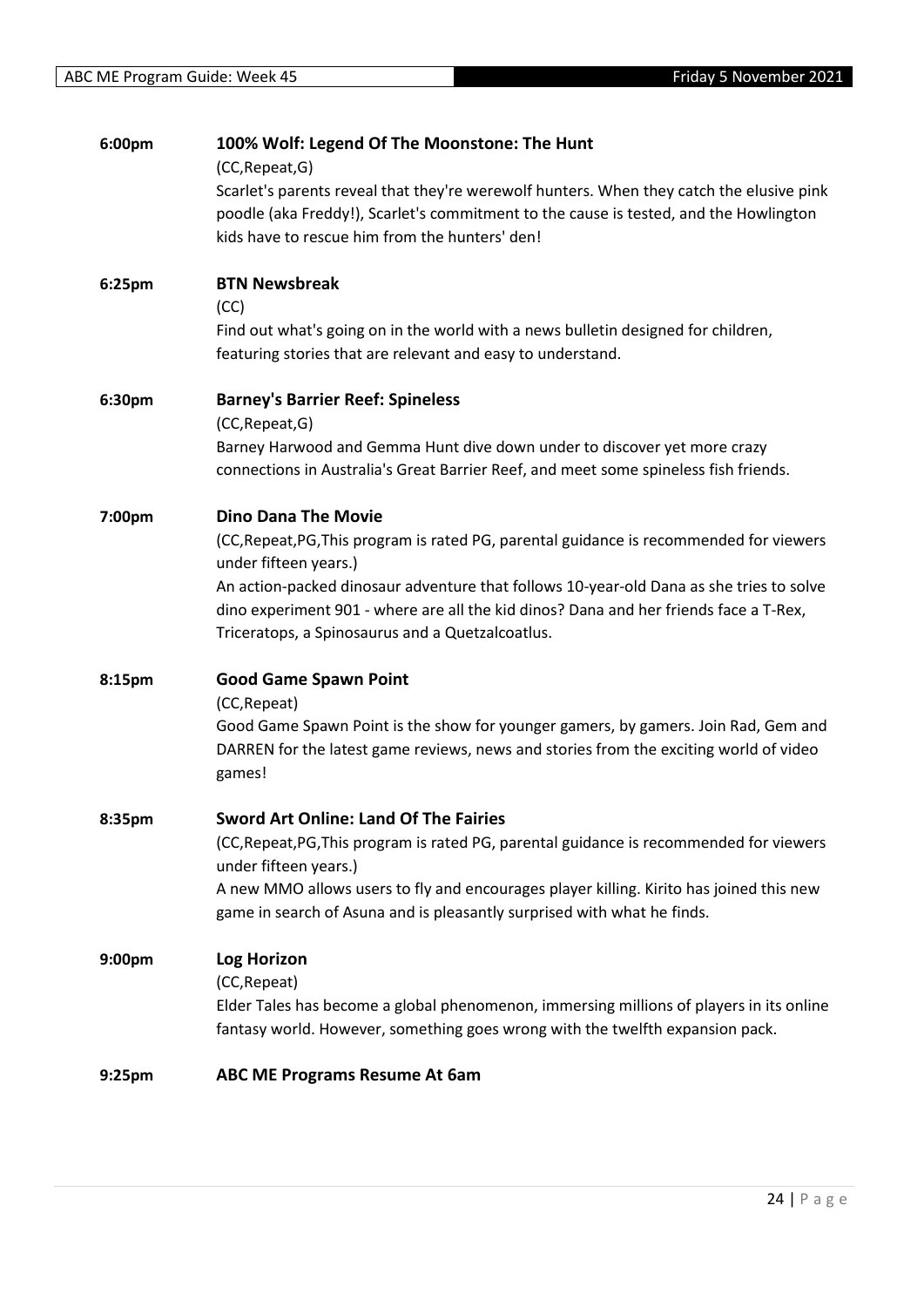**6:00pm** **100% Wolf: Legend Of The Moonstone: The Hunt**

(CC,Repeat,G)

Scarlet's parents reveal that they're werewolf hunters. When they catch the elusive pink poodle (aka Freddy!), Scarlet's commitment to the cause is tested, and the Howlington kids have to rescue him from the hunters' den!

**6:25pm** **BTN Newsbreak**

(CC)

Find out what's going on in the world with a news bulletin designed for children, featuring stories that are relevant and easy to understand.

**6:30pm** **Barney's Barrier Reef: Spineless**

(CC,Repeat,G)

Barney Harwood and Gemma Hunt dive down under to discover yet more crazy connections in Australia's Great Barrier Reef, and meet some spineless fish friends.

**7:00pm** **Dino Dana The Movie**

(CC,Repeat,PG,This program is rated PG, parental guidance is recommended for viewers under fifteen years.)

An action-packed dinosaur adventure that follows 10-year-old Dana as she tries to solve dino experiment 901 - where are all the kid dinos? Dana and her friends face a T-Rex, Triceratops, a Spinosaurus and a Quetzalcoatlus.

**8:15pm** **Good Game Spawn Point**

(CC,Repeat)

Good Game Spawn Point is the show for younger gamers, by gamers. Join Rad, Gem and DARREN for the latest game reviews, news and stories from the exciting world of video games!

**8:35pm** **Sword Art Online: Land Of The Fairies**

(CC,Repeat,PG,This program is rated PG, parental guidance is recommended for viewers under fifteen years.)

A new MMO allows users to fly and encourages player killing. Kirito has joined this new game in search of Asuna and is pleasantly surprised with what he finds.

**9:00pm** **Log Horizon**

(CC,Repeat)

Elder Tales has become a global phenomenon, immersing millions of players in its online fantasy world. However, something goes wrong with the twelfth expansion pack.

**9:25pm** **ABC ME Programs Resume At 6am**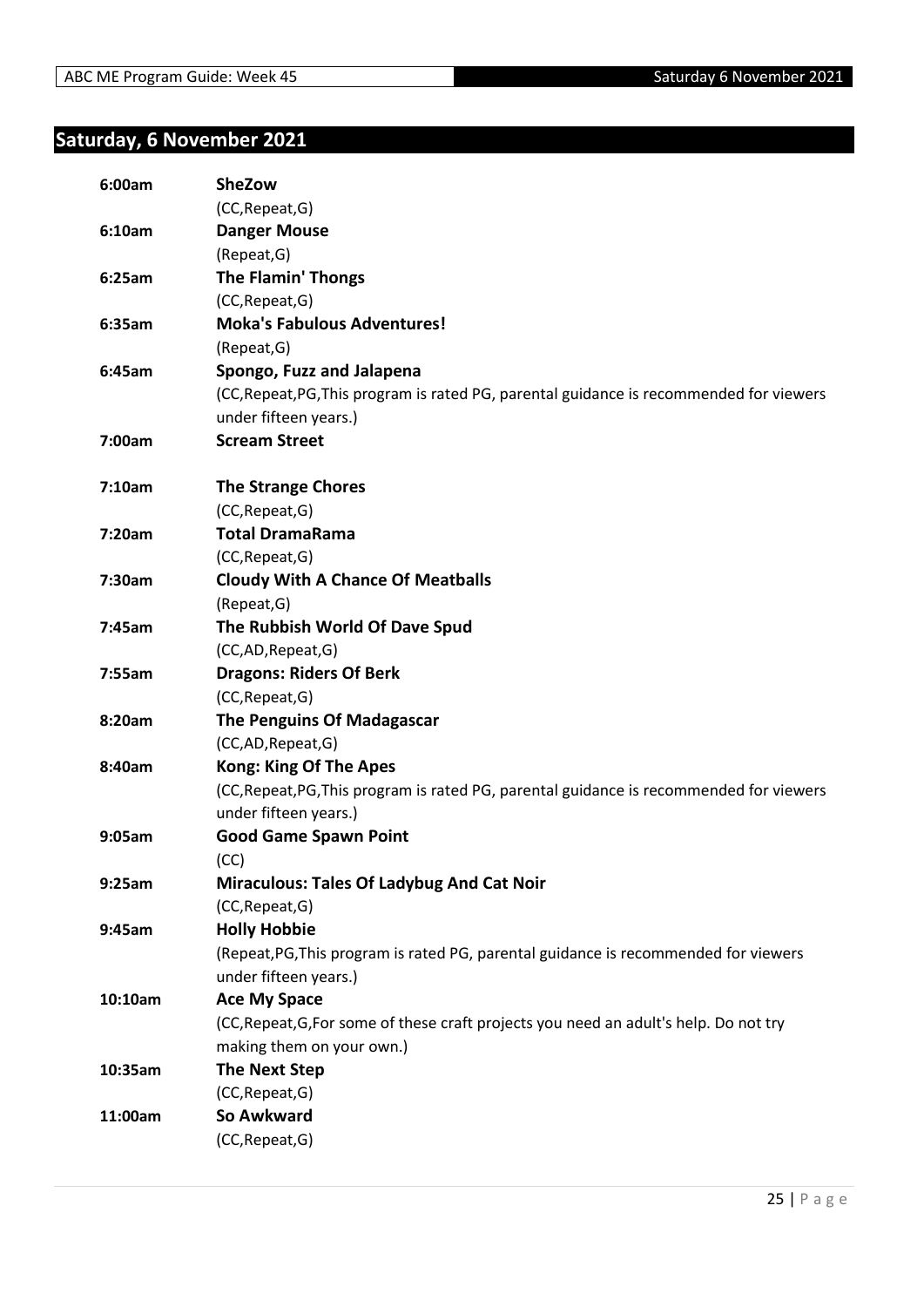## Saturday, 6 November 2021

| | |
|---|---|
| **6:00am** | **SheZow** |
| | (CC,Repeat,G) |
| **6:10am** | **Danger Mouse** |
| | (Repeat,G) |
| **6:25am** | **The Flamin' Thongs** |
| | (CC,Repeat,G) |
| **6:35am** | **Moka's Fabulous Adventures!** |
| | (Repeat,G) |
| **6:45am** | **Spongo, Fuzz and Jalapena** |
| | (CC,Repeat,PG,This program is rated PG, parental guidance is recommended for viewers under fifteen years.) |
| **7:00am** | **Scream Street** |
| **7:10am** | **The Strange Chores** |
| | (CC,Repeat,G) |
| **7:20am** | **Total DramaRama** |
| | (CC,Repeat,G) |
| **7:30am** | **Cloudy With A Chance Of Meatballs** |
| | (Repeat,G) |
| **7:45am** | **The Rubbish World Of Dave Spud** |
| | (CC,AD,Repeat,G) |
| **7:55am** | **Dragons: Riders Of Berk** |
| | (CC,Repeat,G) |
| **8:20am** | **The Penguins Of Madagascar** |
| | (CC,AD,Repeat,G) |
| **8:40am** | **Kong: King Of The Apes** |
| | (CC,Repeat,PG,This program is rated PG, parental guidance is recommended for viewers under fifteen years.) |
| **9:05am** | **Good Game Spawn Point** |
| | (CC) |
| **9:25am** | **Miraculous: Tales Of Ladybug And Cat Noir** |
| | (CC,Repeat,G) |
| **9:45am** | **Holly Hobbie** |
| | (Repeat,PG,This program is rated PG, parental guidance is recommended for viewers under fifteen years.) |
| **10:10am** | **Ace My Space** |
| | (CC,Repeat,G,For some of these craft projects you need an adult's help. Do not try making them on your own.) |
| **10:35am** | **The Next Step** |
| | (CC,Repeat,G) |
| **11:00am** | **So Awkward** |
| | (CC,Repeat,G) |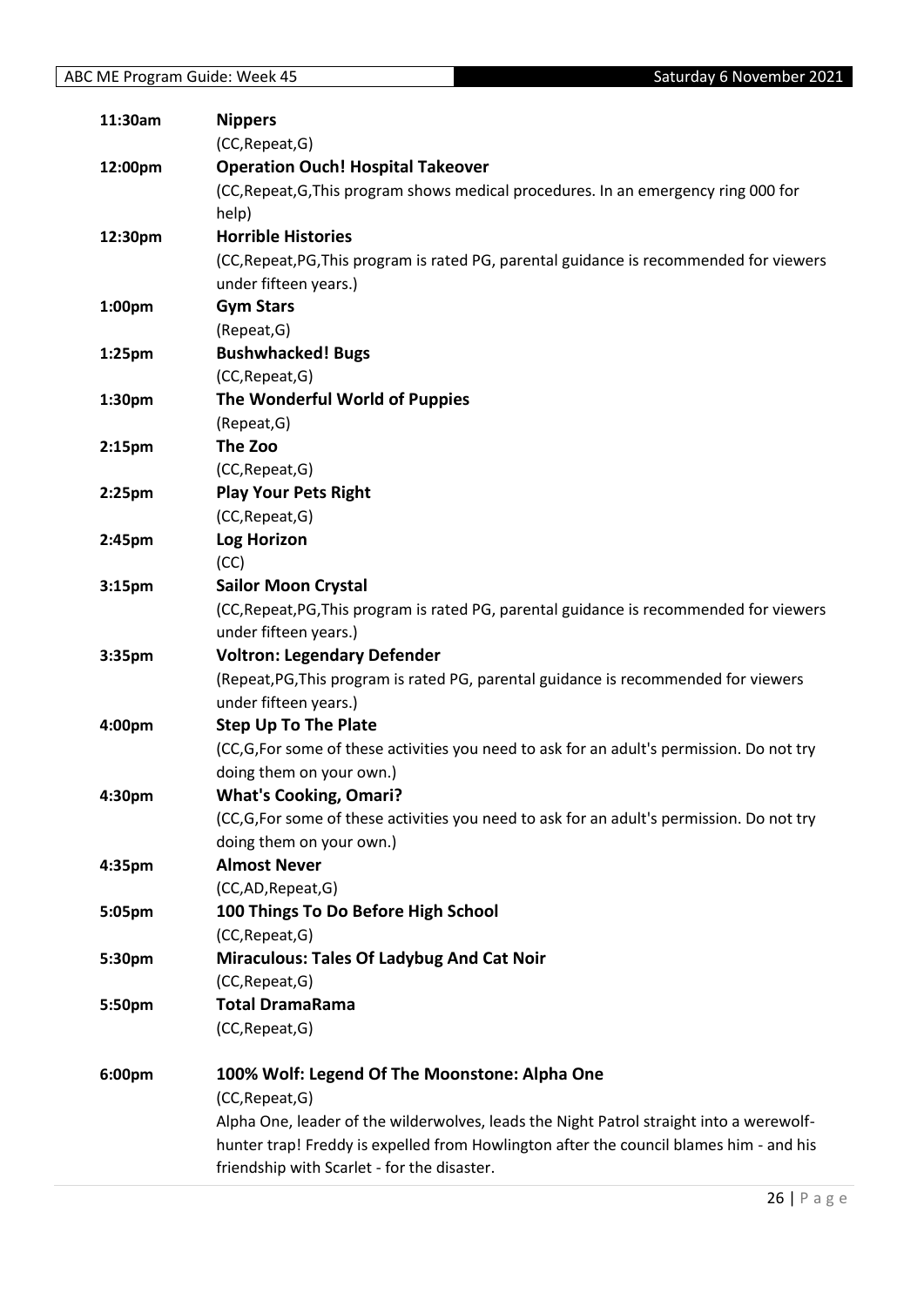**11:30am** **Nippers**
(CC,Repeat,G)

**12:00pm** **Operation Ouch! Hospital Takeover**
(CC,Repeat,G,This program shows medical procedures. In an emergency ring 000 for help)

**12:30pm** **Horrible Histories**
(CC,Repeat,PG,This program is rated PG, parental guidance is recommended for viewers under fifteen years.)

**1:00pm** **Gym Stars**
(Repeat,G)

**1:25pm** **Bushwhacked! Bugs**
(CC,Repeat,G)

**1:30pm** **The Wonderful World of Puppies**
(Repeat,G)

**2:15pm** **The Zoo**
(CC,Repeat,G)

**2:25pm** **Play Your Pets Right**
(CC,Repeat,G)

**2:45pm** **Log Horizon**
(CC)

**3:15pm** **Sailor Moon Crystal**
(CC,Repeat,PG,This program is rated PG, parental guidance is recommended for viewers under fifteen years.)

**3:35pm** **Voltron: Legendary Defender**
(Repeat,PG,This program is rated PG, parental guidance is recommended for viewers under fifteen years.)

**4:00pm** **Step Up To The Plate**
(CC,G,For some of these activities you need to ask for an adult's permission. Do not try doing them on your own.)

**4:30pm** **What's Cooking, Omari?**
(CC,G,For some of these activities you need to ask for an adult's permission. Do not try doing them on your own.)

**4:35pm** **Almost Never**
(CC,AD,Repeat,G)

**5:05pm** **100 Things To Do Before High School**
(CC,Repeat,G)

**5:30pm** **Miraculous: Tales Of Ladybug And Cat Noir**
(CC,Repeat,G)

**5:50pm** **Total DramaRama**
(CC,Repeat,G)

**6:00pm** **100% Wolf: Legend Of The Moonstone: Alpha One**
(CC,Repeat,G)
Alpha One, leader of the wilderwolves, leads the Night Patrol straight into a werewolf-hunter trap! Freddy is expelled from Howlington after the council blames him - and his friendship with Scarlet - for the disaster.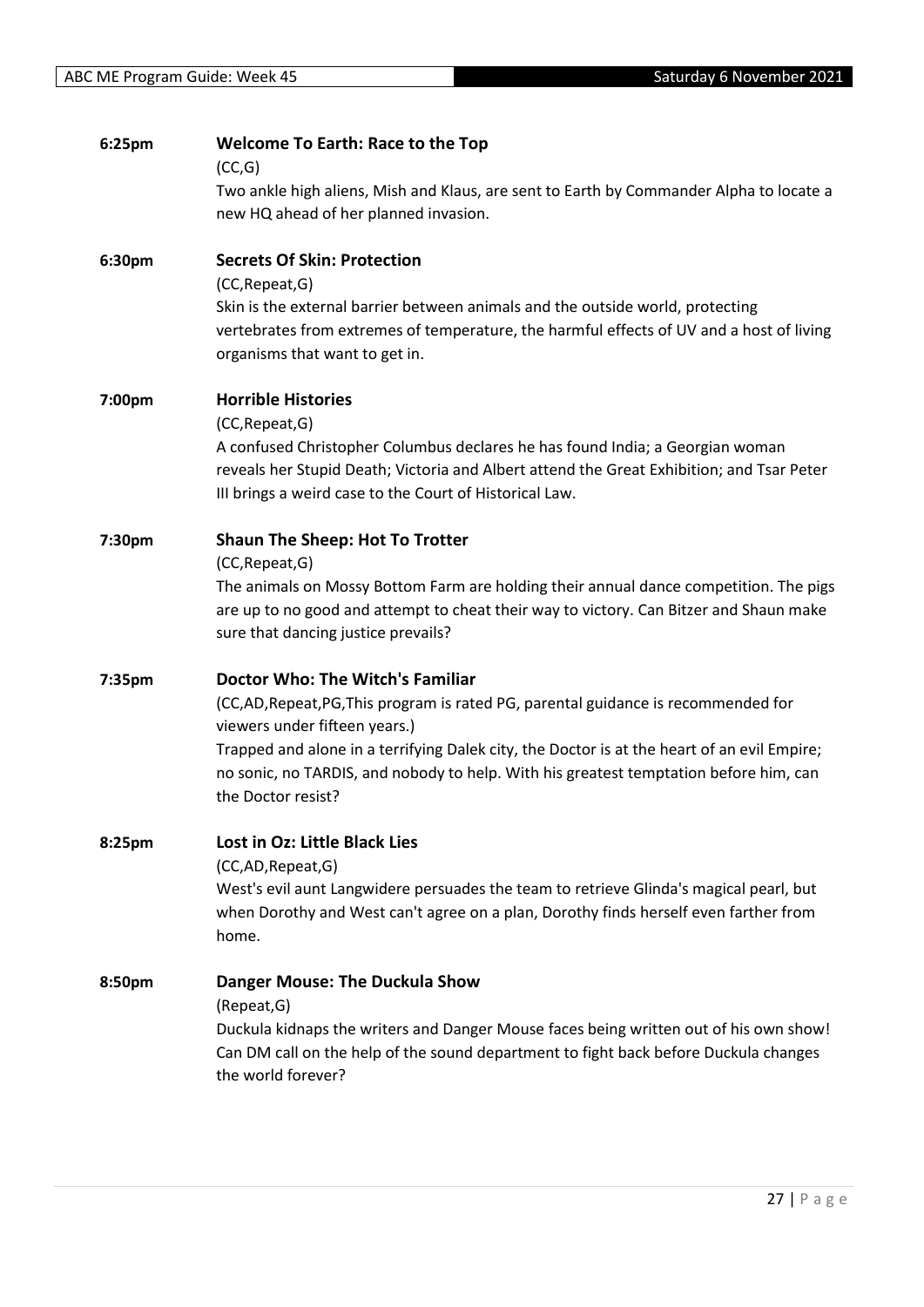**6:25pm** **Welcome To Earth: Race to the Top**

(CC,G)

Two ankle high aliens, Mish and Klaus, are sent to Earth by Commander Alpha to locate a new HQ ahead of her planned invasion.

**6:30pm** **Secrets Of Skin: Protection**

(CC,Repeat,G)

Skin is the external barrier between animals and the outside world, protecting vertebrates from extremes of temperature, the harmful effects of UV and a host of living organisms that want to get in.

**7:00pm** **Horrible Histories**

(CC,Repeat,G)

A confused Christopher Columbus declares he has found India; a Georgian woman reveals her Stupid Death; Victoria and Albert attend the Great Exhibition; and Tsar Peter III brings a weird case to the Court of Historical Law.

**7:30pm** **Shaun The Sheep: Hot To Trotter**

(CC,Repeat,G)

The animals on Mossy Bottom Farm are holding their annual dance competition. The pigs are up to no good and attempt to cheat their way to victory. Can Bitzer and Shaun make sure that dancing justice prevails?

**7:35pm** **Doctor Who: The Witch's Familiar**

(CC,AD,Repeat,PG,This program is rated PG, parental guidance is recommended for viewers under fifteen years.)

Trapped and alone in a terrifying Dalek city, the Doctor is at the heart of an evil Empire; no sonic, no TARDIS, and nobody to help. With his greatest temptation before him, can the Doctor resist?

**8:25pm** **Lost in Oz: Little Black Lies**

(CC,AD,Repeat,G)

West's evil aunt Langwidere persuades the team to retrieve Glinda's magical pearl, but when Dorothy and West can't agree on a plan, Dorothy finds herself even farther from home.

**8:50pm** **Danger Mouse: The Duckula Show**

(Repeat,G)

Duckula kidnaps the writers and Danger Mouse faces being written out of his own show! Can DM call on the help of the sound department to fight back before Duckula changes the world forever?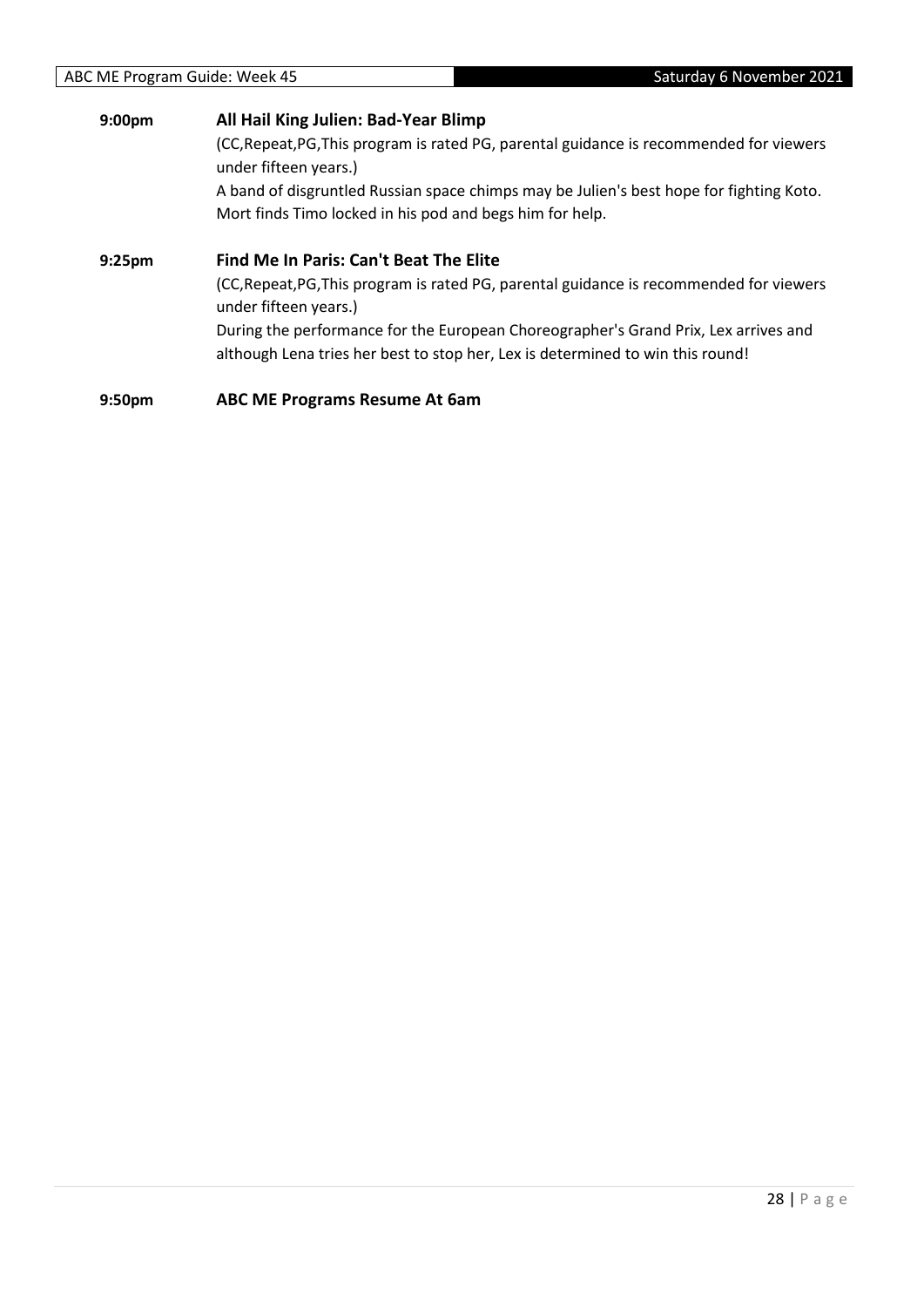**9:00pm** **All Hail King Julien: Bad-Year Blimp**

(CC,Repeat,PG,This program is rated PG, parental guidance is recommended for viewers under fifteen years.)

A band of disgruntled Russian space chimps may be Julien's best hope for fighting Koto. Mort finds Timo locked in his pod and begs him for help.

**9:25pm** **Find Me In Paris: Can't Beat The Elite**

(CC,Repeat,PG,This program is rated PG, parental guidance is recommended for viewers under fifteen years.)

During the performance for the European Choreographer's Grand Prix, Lex arrives and although Lena tries her best to stop her, Lex is determined to win this round!

**9:50pm** **ABC ME Programs Resume At 6am**